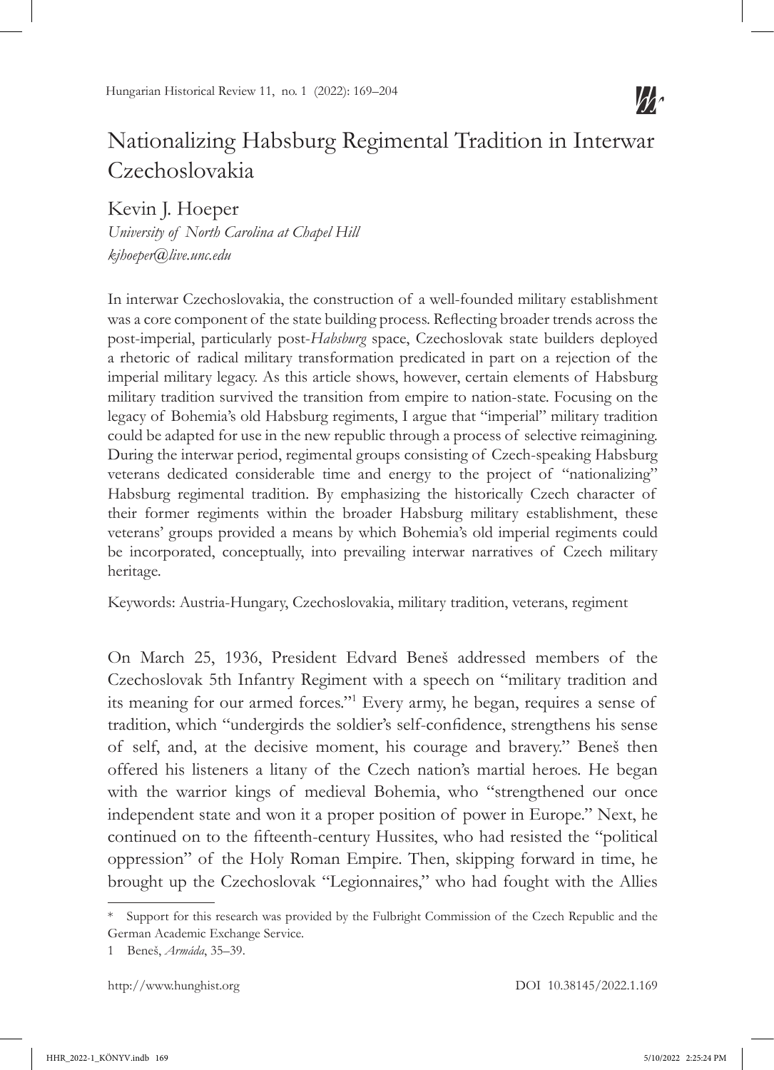# Nationalizing Habsburg Regimental Tradition in Interwar Czechoslovakia

Kevin J. Hoeper
*University of North Carolina at Chapel Hill*
*kjhoeper@live.unc.edu*

In interwar Czechoslovakia, the construction of a well-founded military establishment was a core component of the state building process. Reflecting broader trends across the post-imperial, particularly post-*Habsburg* space, Czechoslovak state builders deployed a rhetoric of radical military transformation predicated in part on a rejection of the imperial military legacy. As this article shows, however, certain elements of Habsburg military tradition survived the transition from empire to nation-state. Focusing on the legacy of Bohemia's old Habsburg regiments, I argue that "imperial" military tradition could be adapted for use in the new republic through a process of selective reimagining. During the interwar period, regimental groups consisting of Czech-speaking Habsburg veterans dedicated considerable time and energy to the project of "nationalizing" Habsburg regimental tradition. By emphasizing the historically Czech character of their former regiments within the broader Habsburg military establishment, these veterans' groups provided a means by which Bohemia's old imperial regiments could be incorporated, conceptually, into prevailing interwar narratives of Czech military heritage.

Keywords: Austria-Hungary, Czechoslovakia, military tradition, veterans, regiment

On March 25, 1936, President Edvard Beneš addressed members of the Czechoslovak 5th Infantry Regiment with a speech on "military tradition and its meaning for our armed forces."[1] Every army, he began, requires a sense of tradition, which "undergirds the soldier's self-confidence, strengthens his sense of self, and, at the decisive moment, his courage and bravery." Beneš then offered his listeners a litany of the Czech nation's martial heroes. He began with the warrior kings of medieval Bohemia, who "strengthened our once independent state and won it a proper position of power in Europe." Next, he continued on to the fifteenth-century Hussites, who had resisted the "political oppression" of the Holy Roman Empire. Then, skipping forward in time, he brought up the Czechoslovak "Legionnaires," who had fought with the Allies

---

\* Support for this research was provided by the Fulbright Commission of the Czech Republic and the German Academic Exchange Service.

1 Beneš, *Armáda*, 35–39.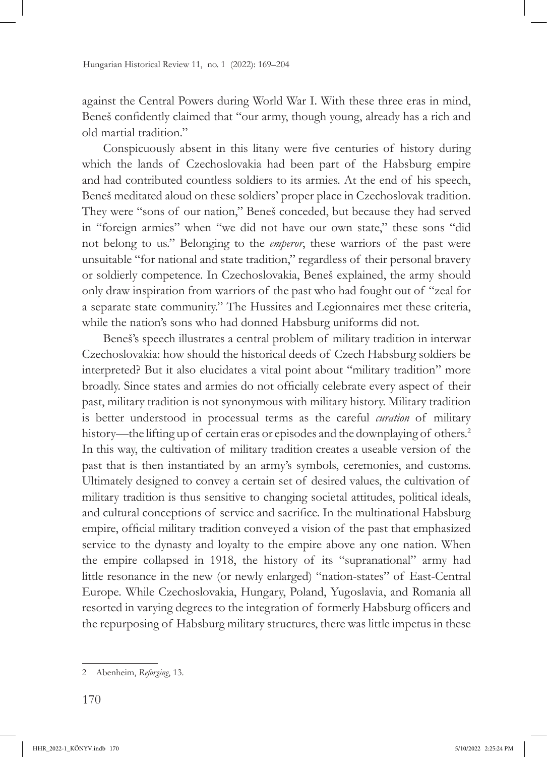against the Central Powers during World War I. With these three eras in mind, Beneš confidently claimed that "our army, though young, already has a rich and old martial tradition."

Conspicuously absent in this litany were five centuries of history during which the lands of Czechoslovakia had been part of the Habsburg empire and had contributed countless soldiers to its armies. At the end of his speech, Beneš meditated aloud on these soldiers' proper place in Czechoslovak tradition. They were "sons of our nation," Beneš conceded, but because they had served in "foreign armies" when "we did not have our own state," these sons "did not belong to us." Belonging to the *emperor*, these warriors of the past were unsuitable "for national and state tradition," regardless of their personal bravery or soldierly competence. In Czechoslovakia, Beneš explained, the army should only draw inspiration from warriors of the past who had fought out of "zeal for a separate state community." The Hussites and Legionnaires met these criteria, while the nation's sons who had donned Habsburg uniforms did not.

Beneš's speech illustrates a central problem of military tradition in interwar Czechoslovakia: how should the historical deeds of Czech Habsburg soldiers be interpreted? But it also elucidates a vital point about "military tradition" more broadly. Since states and armies do not officially celebrate every aspect of their past, military tradition is not synonymous with military history. Military tradition is better understood in processual terms as the careful *curation* of military history—the lifting up of certain eras or episodes and the downplaying of others.[2] In this way, the cultivation of military tradition creates a useable version of the past that is then instantiated by an army's symbols, ceremonies, and customs. Ultimately designed to convey a certain set of desired values, the cultivation of military tradition is thus sensitive to changing societal attitudes, political ideals, and cultural conceptions of service and sacrifice. In the multinational Habsburg empire, official military tradition conveyed a vision of the past that emphasized service to the dynasty and loyalty to the empire above any one nation. When the empire collapsed in 1918, the history of its "supranational" army had little resonance in the new (or newly enlarged) "nation-states" of East-Central Europe. While Czechoslovakia, Hungary, Poland, Yugoslavia, and Romania all resorted in varying degrees to the integration of formerly Habsburg officers and the repurposing of Habsburg military structures, there was little impetus in these

---

2 Abenheim, *Reforging*, 13.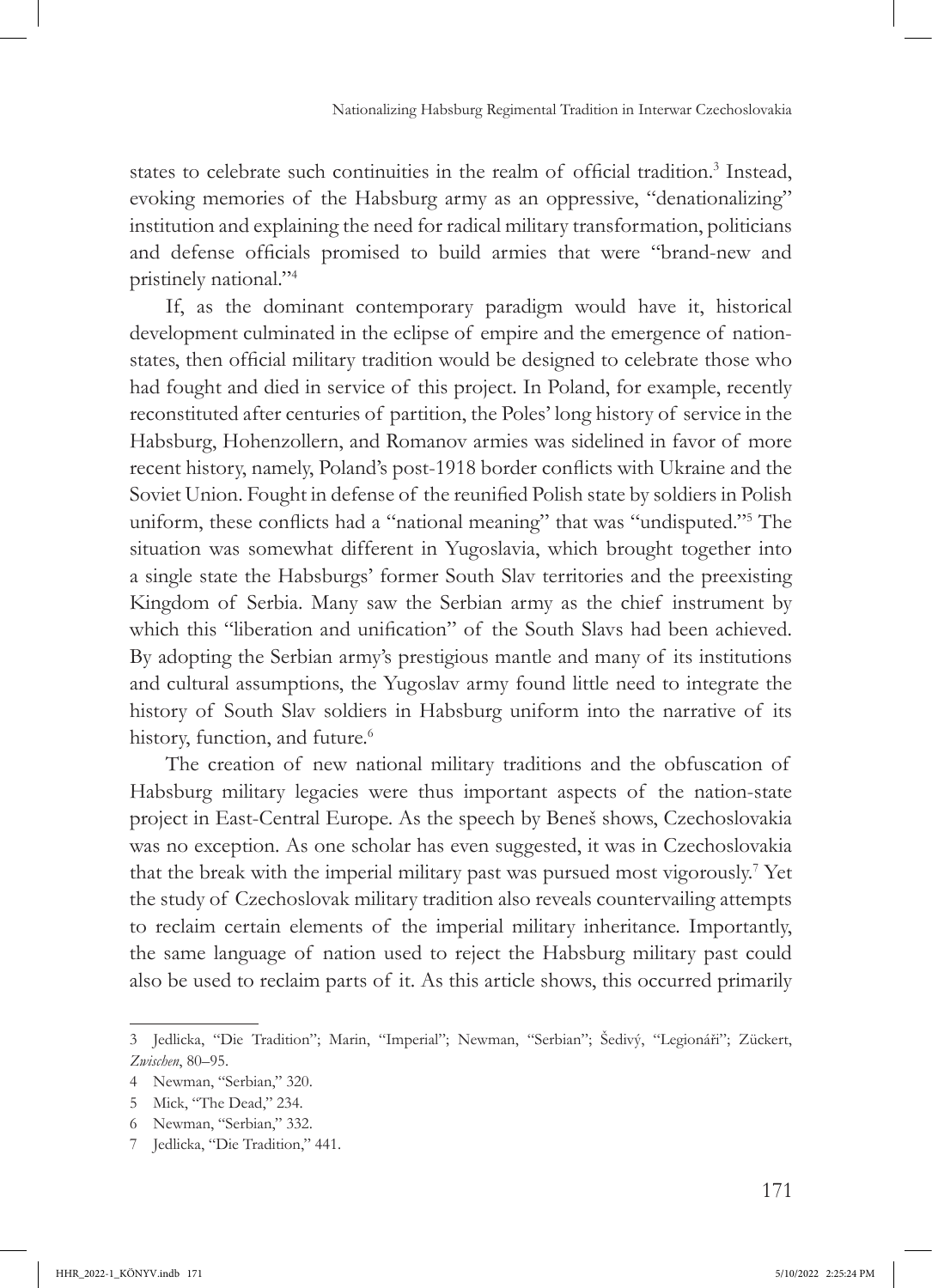states to celebrate such continuities in the realm of official tradition.[3] Instead, evoking memories of the Habsburg army as an oppressive, "denationalizing" institution and explaining the need for radical military transformation, politicians and defense officials promised to build armies that were "brand-new and pristinely national."[4]

If, as the dominant contemporary paradigm would have it, historical development culminated in the eclipse of empire and the emergence of nation-states, then official military tradition would be designed to celebrate those who had fought and died in service of this project. In Poland, for example, recently reconstituted after centuries of partition, the Poles' long history of service in the Habsburg, Hohenzollern, and Romanov armies was sidelined in favor of more recent history, namely, Poland's post-1918 border conflicts with Ukraine and the Soviet Union. Fought in defense of the reunified Polish state by soldiers in Polish uniform, these conflicts had a "national meaning" that was "undisputed."[5] The situation was somewhat different in Yugoslavia, which brought together into a single state the Habsburgs' former South Slav territories and the preexisting Kingdom of Serbia. Many saw the Serbian army as the chief instrument by which this "liberation and unification" of the South Slavs had been achieved. By adopting the Serbian army's prestigious mantle and many of its institutions and cultural assumptions, the Yugoslav army found little need to integrate the history of South Slav soldiers in Habsburg uniform into the narrative of its history, function, and future.[6]

The creation of new national military traditions and the obfuscation of Habsburg military legacies were thus important aspects of the nation-state project in East-Central Europe. As the speech by Beneš shows, Czechoslovakia was no exception. As one scholar has even suggested, it was in Czechoslovakia that the break with the imperial military past was pursued most vigorously.[7] Yet the study of Czechoslovak military tradition also reveals countervailing attempts to reclaim certain elements of the imperial military inheritance. Importantly, the same language of nation used to reject the Habsburg military past could also be used to reclaim parts of it. As this article shows, this occurred primarily

---

3 Jedlicka, "Die Tradition"; Marin, "Imperial"; Newman, "Serbian"; Šedivý, "Legionáři"; Zückert, *Zwischen*, 80–95.

4 Newman, "Serbian," 320.

5 Mick, "The Dead," 234.

6 Newman, "Serbian," 332.

7 Jedlicka, "Die Tradition," 441.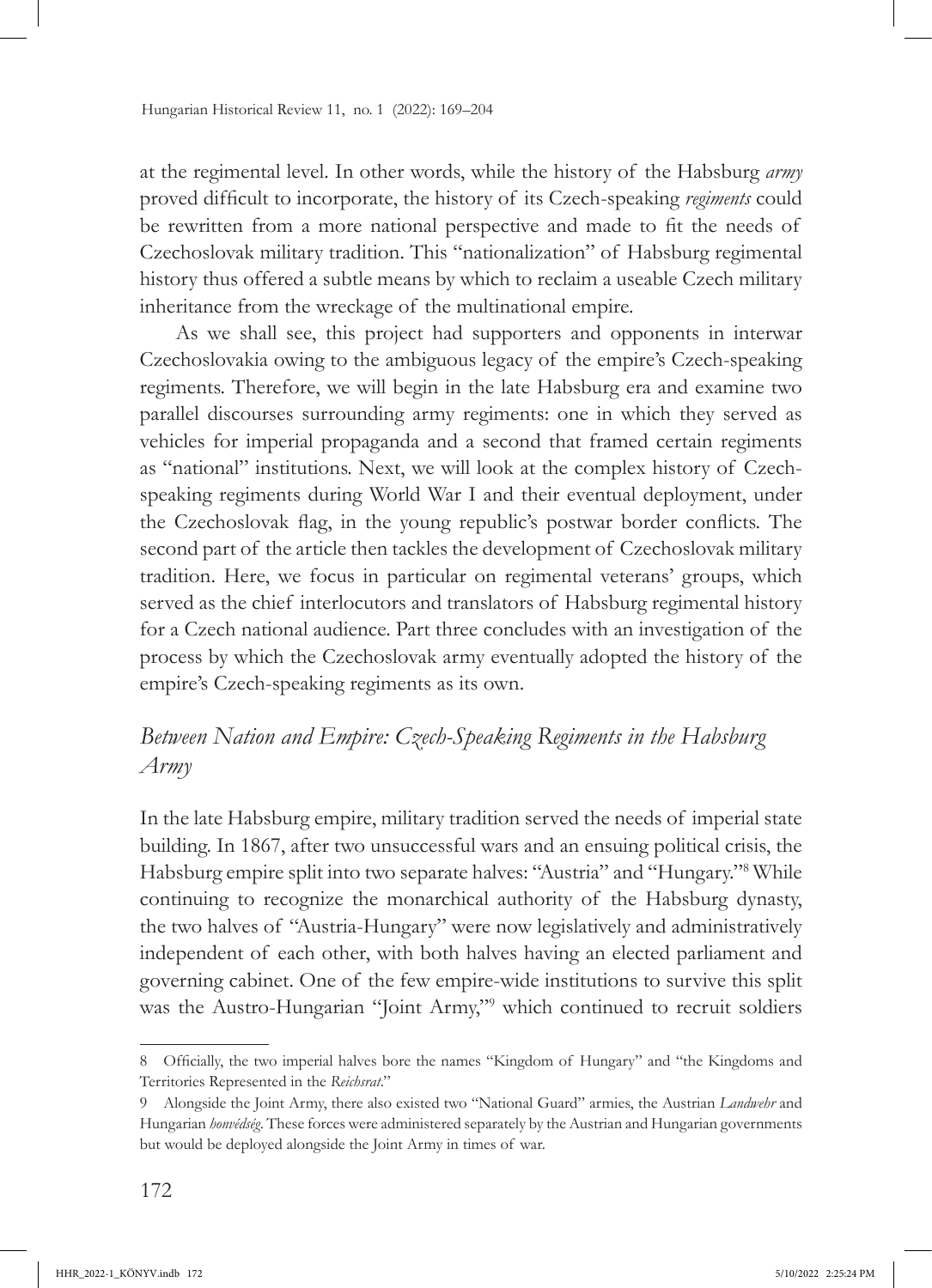at the regimental level. In other words, while the history of the Habsburg *army* proved difficult to incorporate, the history of its Czech-speaking *regiments* could be rewritten from a more national perspective and made to fit the needs of Czechoslovak military tradition. This "nationalization" of Habsburg regimental history thus offered a subtle means by which to reclaim a useable Czech military inheritance from the wreckage of the multinational empire.

As we shall see, this project had supporters and opponents in interwar Czechoslovakia owing to the ambiguous legacy of the empire's Czech-speaking regiments. Therefore, we will begin in the late Habsburg era and examine two parallel discourses surrounding army regiments: one in which they served as vehicles for imperial propaganda and a second that framed certain regiments as "national" institutions. Next, we will look at the complex history of Czech-speaking regiments during World War I and their eventual deployment, under the Czechoslovak flag, in the young republic's postwar border conflicts. The second part of the article then tackles the development of Czechoslovak military tradition. Here, we focus in particular on regimental veterans' groups, which served as the chief interlocutors and translators of Habsburg regimental history for a Czech national audience. Part three concludes with an investigation of the process by which the Czechoslovak army eventually adopted the history of the empire's Czech-speaking regiments as its own.

## *Between Nation and Empire: Czech-Speaking Regiments in the Habsburg Army*

In the late Habsburg empire, military tradition served the needs of imperial state building. In 1867, after two unsuccessful wars and an ensuing political crisis, the Habsburg empire split into two separate halves: "Austria" and "Hungary."[8] While continuing to recognize the monarchical authority of the Habsburg dynasty, the two halves of "Austria-Hungary" were now legislatively and administratively independent of each other, with both halves having an elected parliament and governing cabinet. One of the few empire-wide institutions to survive this split was the Austro-Hungarian "Joint Army,"[9] which continued to recruit soldiers

8 Officially, the two imperial halves bore the names "Kingdom of Hungary" and "the Kingdoms and Territories Represented in the *Reichsrat*."

9 Alongside the Joint Army, there also existed two "National Guard" armies, the Austrian *Landwehr* and Hungarian *honvédség*. These forces were administered separately by the Austrian and Hungarian governments but would be deployed alongside the Joint Army in times of war.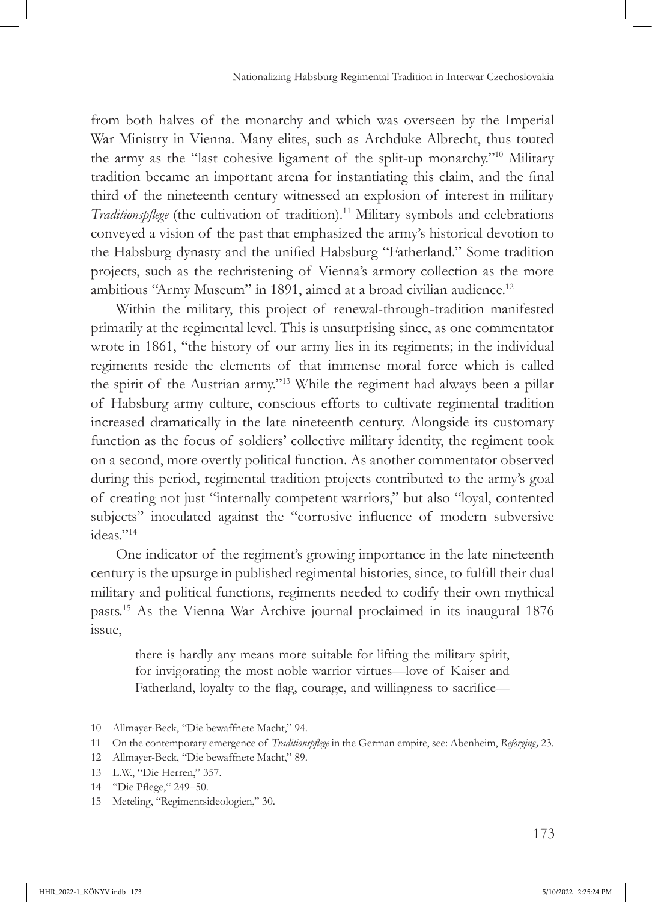from both halves of the monarchy and which was overseen by the Imperial War Ministry in Vienna. Many elites, such as Archduke Albrecht, thus touted the army as the "last cohesive ligament of the split-up monarchy."[10] Military tradition became an important arena for instantiating this claim, and the final third of the nineteenth century witnessed an explosion of interest in military *Traditionspflege* (the cultivation of tradition).[11] Military symbols and celebrations conveyed a vision of the past that emphasized the army's historical devotion to the Habsburg dynasty and the unified Habsburg "Fatherland." Some tradition projects, such as the rechristening of Vienna's armory collection as the more ambitious "Army Museum" in 1891, aimed at a broad civilian audience.[12]

Within the military, this project of renewal-through-tradition manifested primarily at the regimental level. This is unsurprising since, as one commentator wrote in 1861, "the history of our army lies in its regiments; in the individual regiments reside the elements of that immense moral force which is called the spirit of the Austrian army."[13] While the regiment had always been a pillar of Habsburg army culture, conscious efforts to cultivate regimental tradition increased dramatically in the late nineteenth century. Alongside its customary function as the focus of soldiers' collective military identity, the regiment took on a second, more overtly political function. As another commentator observed during this period, regimental tradition projects contributed to the army's goal of creating not just "internally competent warriors," but also "loyal, contented subjects" inoculated against the "corrosive influence of modern subversive ideas."[14]

One indicator of the regiment's growing importance in the late nineteenth century is the upsurge in published regimental histories, since, to fulfill their dual military and political functions, regiments needed to codify their own mythical pasts.[15] As the Vienna War Archive journal proclaimed in its inaugural 1876 issue,

> there is hardly any means more suitable for lifting the military spirit, for invigorating the most noble warrior virtues—love of Kaiser and Fatherland, loyalty to the flag, courage, and willingness to sacrifice—

---

10 Allmayer-Beck, "Die bewaffnete Macht," 94.

11 On the contemporary emergence of *Traditionspflege* in the German empire, see: Abenheim, *Reforging*, 23.

12 Allmayer-Beck, "Die bewaffnete Macht," 89.

13 L.W., "Die Herren," 357.

14 "Die Pflege," 249–50.

15 Meteling, "Regimentsideologien," 30.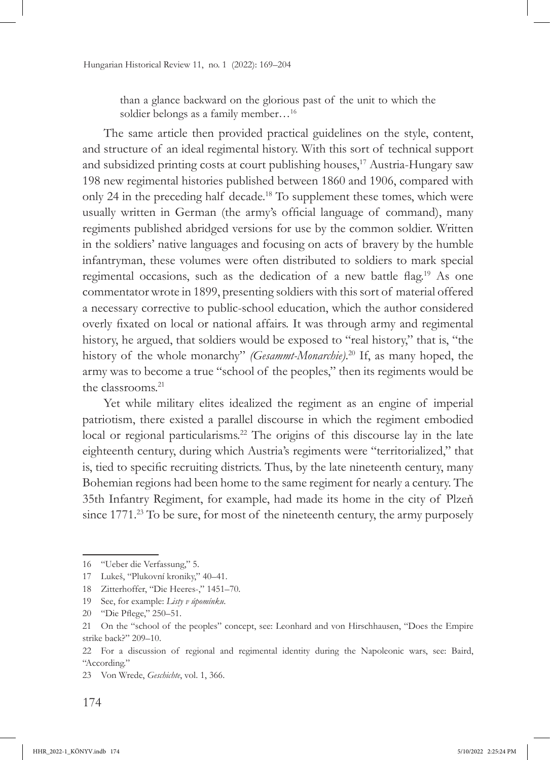> than a glance backward on the glorious past of the unit to which the soldier belongs as a family member…[16]

The same article then provided practical guidelines on the style, content, and structure of an ideal regimental history. With this sort of technical support and subsidized printing costs at court publishing houses,[17] Austria-Hungary saw 198 new regimental histories published between 1860 and 1906, compared with only 24 in the preceding half decade.[18] To supplement these tomes, which were usually written in German (the army's official language of command), many regiments published abridged versions for use by the common soldier. Written in the soldiers' native languages and focusing on acts of bravery by the humble infantryman, these volumes were often distributed to soldiers to mark special regimental occasions, such as the dedication of a new battle flag.[19] As one commentator wrote in 1899, presenting soldiers with this sort of material offered a necessary corrective to public-school education, which the author considered overly fixated on local or national affairs. It was through army and regimental history, he argued, that soldiers would be exposed to "real history," that is, "the history of the whole monarchy" *(Gesammt-Monarchie)*.[20] If, as many hoped, the army was to become a true "school of the peoples," then its regiments would be the classrooms.[21]

Yet while military elites idealized the regiment as an engine of imperial patriotism, there existed a parallel discourse in which the regiment embodied local or regional particularisms.[22] The origins of this discourse lay in the late eighteenth century, during which Austria's regiments were "territorialized," that is, tied to specific recruiting districts. Thus, by the late nineteenth century, many Bohemian regions had been home to the same regiment for nearly a century. The 35th Infantry Regiment, for example, had made its home in the city of Plzeň since 1771.[23] To be sure, for most of the nineteenth century, the army purposely

---

16 "Ueber die Verfassung," 5.

17 Lukeš, "Plukovní kroniky," 40–41.

18 Zitterhoffer, "Die Heeres-," 1451–70.

19 See, for example: *Listy v úpomínku*.

20 "Die Pflege," 250–51.

21 On the "school of the peoples" concept, see: Leonhard and von Hirschhausen, "Does the Empire strike back?" 209–10.

22 For a discussion of regional and regimental identity during the Napoleonic wars, see: Baird, "According."

23 Von Wrede, *Geschichte*, vol. 1, 366.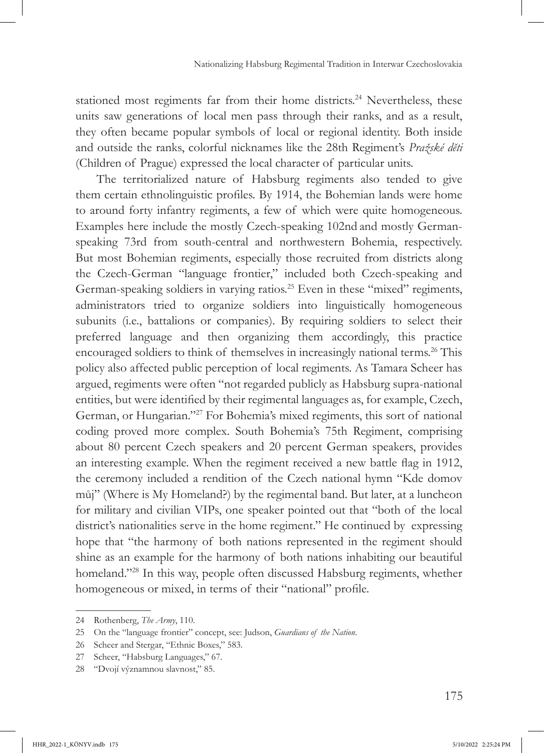stationed most regiments far from their home districts.[24] Nevertheless, these units saw generations of local men pass through their ranks, and as a result, they often became popular symbols of local or regional identity. Both inside and outside the ranks, colorful nicknames like the 28th Regiment's *Pražské děti* (Children of Prague) expressed the local character of particular units.

The territorialized nature of Habsburg regiments also tended to give them certain ethnolinguistic profiles. By 1914, the Bohemian lands were home to around forty infantry regiments, a few of which were quite homogeneous. Examples here include the mostly Czech-speaking 102nd and mostly German-speaking 73rd from south-central and northwestern Bohemia, respectively. But most Bohemian regiments, especially those recruited from districts along the Czech-German "language frontier," included both Czech-speaking and German-speaking soldiers in varying ratios.[25] Even in these "mixed" regiments, administrators tried to organize soldiers into linguistically homogeneous subunits (i.e., battalions or companies). By requiring soldiers to select their preferred language and then organizing them accordingly, this practice encouraged soldiers to think of themselves in increasingly national terms.[26] This policy also affected public perception of local regiments. As Tamara Scheer has argued, regiments were often "not regarded publicly as Habsburg supra-national entities, but were identified by their regimental languages as, for example, Czech, German, or Hungarian."[27] For Bohemia's mixed regiments, this sort of national coding proved more complex. South Bohemia's 75th Regiment, comprising about 80 percent Czech speakers and 20 percent German speakers, provides an interesting example. When the regiment received a new battle flag in 1912, the ceremony included a rendition of the Czech national hymn "Kde domov můj" (Where is My Homeland?) by the regimental band. But later, at a luncheon for military and civilian VIPs, one speaker pointed out that "both of the local district's nationalities serve in the home regiment." He continued by expressing hope that "the harmony of both nations represented in the regiment should shine as an example for the harmony of both nations inhabiting our beautiful homeland."[28] In this way, people often discussed Habsburg regiments, whether homogeneous or mixed, in terms of their "national" profile.

---

24 Rothenberg, *The Army*, 110.

25 On the "language frontier" concept, see: Judson, *Guardians of the Nation*.

26 Scheer and Stergar, "Ethnic Boxes," 583.

27 Scheer, "Habsburg Languages," 67.

28 "Dvojí významnou slavnost," 85.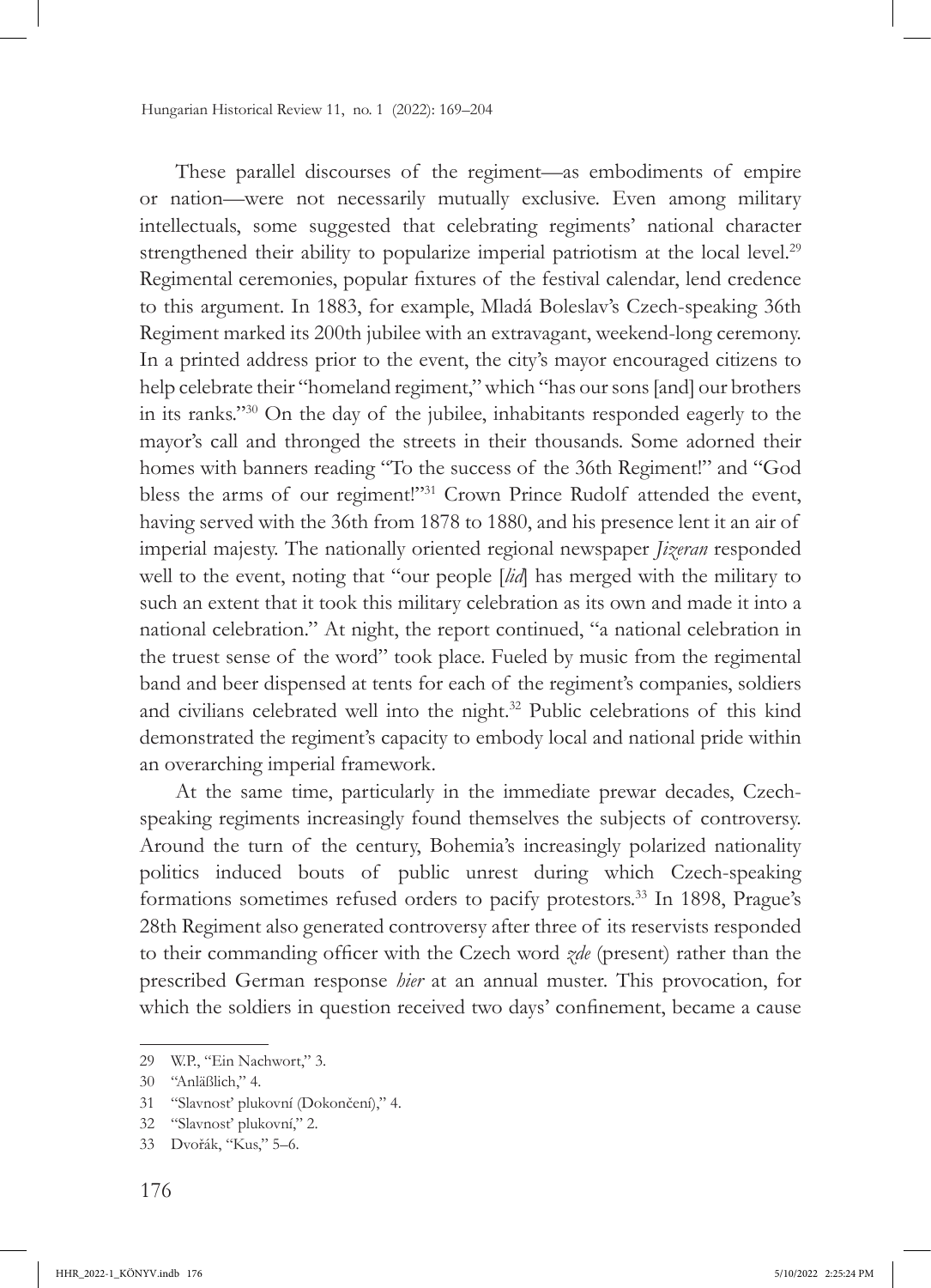These parallel discourses of the regiment—as embodiments of empire or nation—were not necessarily mutually exclusive. Even among military intellectuals, some suggested that celebrating regiments' national character strengthened their ability to popularize imperial patriotism at the local level.[29] Regimental ceremonies, popular fixtures of the festival calendar, lend credence to this argument. In 1883, for example, Mladá Boleslav's Czech-speaking 36th Regiment marked its 200th jubilee with an extravagant, weekend-long ceremony. In a printed address prior to the event, the city's mayor encouraged citizens to help celebrate their "homeland regiment," which "has our sons [and] our brothers in its ranks."[30] On the day of the jubilee, inhabitants responded eagerly to the mayor's call and thronged the streets in their thousands. Some adorned their homes with banners reading "To the success of the 36th Regiment!" and "God bless the arms of our regiment!"[31] Crown Prince Rudolf attended the event, having served with the 36th from 1878 to 1880, and his presence lent it an air of imperial majesty. The nationally oriented regional newspaper *Jizeran* responded well to the event, noting that "our people [*lid*] has merged with the military to such an extent that it took this military celebration as its own and made it into a national celebration." At night, the report continued, "a national celebration in the truest sense of the word" took place. Fueled by music from the regimental band and beer dispensed at tents for each of the regiment's companies, soldiers and civilians celebrated well into the night.[32] Public celebrations of this kind demonstrated the regiment's capacity to embody local and national pride within an overarching imperial framework.

At the same time, particularly in the immediate prewar decades, Czech-speaking regiments increasingly found themselves the subjects of controversy. Around the turn of the century, Bohemia's increasingly polarized nationality politics induced bouts of public unrest during which Czech-speaking formations sometimes refused orders to pacify protestors.[33] In 1898, Prague's 28th Regiment also generated controversy after three of its reservists responded to their commanding officer with the Czech word *zde* (present) rather than the prescribed German response *hier* at an annual muster. This provocation, for which the soldiers in question received two days' confinement, became a cause

---

29 W.P., "Ein Nachwort," 3.

30 "Anläßlich," 4.

31 "Slavnosť plukovní (Dokončení)," 4.

32 "Slavnosť plukovní," 2.

33 Dvořák, "Kus," 5–6.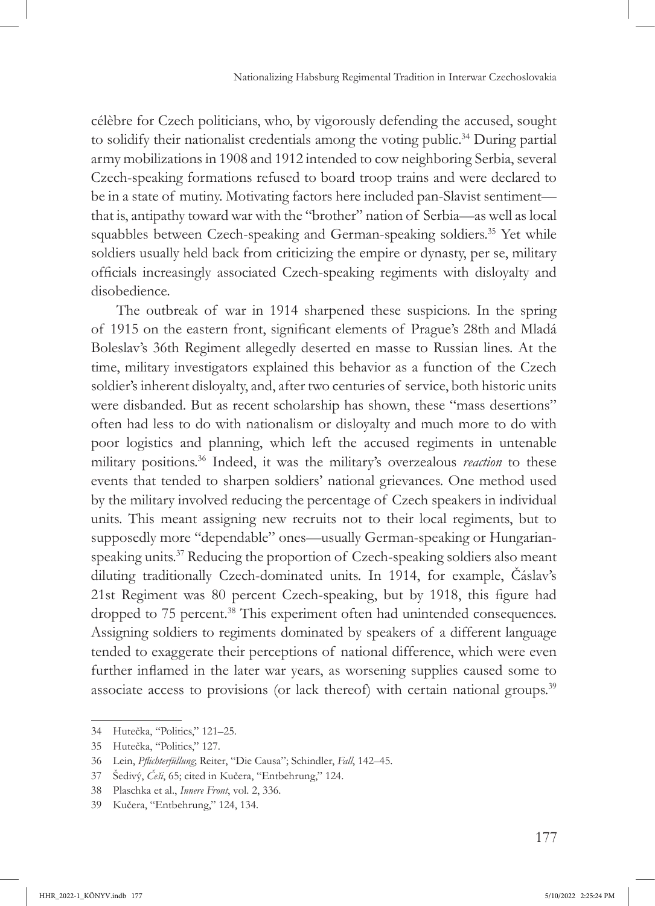célèbre for Czech politicians, who, by vigorously defending the accused, sought to solidify their nationalist credentials among the voting public.[34] During partial army mobilizations in 1908 and 1912 intended to cow neighboring Serbia, several Czech-speaking formations refused to board troop trains and were declared to be in a state of mutiny. Motivating factors here included pan-Slavist sentiment—that is, antipathy toward war with the "brother" nation of Serbia—as well as local squabbles between Czech-speaking and German-speaking soldiers.[35] Yet while soldiers usually held back from criticizing the empire or dynasty, per se, military officials increasingly associated Czech-speaking regiments with disloyalty and disobedience.

The outbreak of war in 1914 sharpened these suspicions. In the spring of 1915 on the eastern front, significant elements of Prague's 28th and Mladá Boleslav's 36th Regiment allegedly deserted en masse to Russian lines. At the time, military investigators explained this behavior as a function of the Czech soldier's inherent disloyalty, and, after two centuries of service, both historic units were disbanded. But as recent scholarship has shown, these "mass desertions" often had less to do with nationalism or disloyalty and much more to do with poor logistics and planning, which left the accused regiments in untenable military positions.[36] Indeed, it was the military's overzealous *reaction* to these events that tended to sharpen soldiers' national grievances. One method used by the military involved reducing the percentage of Czech speakers in individual units. This meant assigning new recruits not to their local regiments, but to supposedly more "dependable" ones—usually German-speaking or Hungarian-speaking units.[37] Reducing the proportion of Czech-speaking soldiers also meant diluting traditionally Czech-dominated units. In 1914, for example, Čáslav's 21st Regiment was 80 percent Czech-speaking, but by 1918, this figure had dropped to 75 percent.[38] This experiment often had unintended consequences. Assigning soldiers to regiments dominated by speakers of a different language tended to exaggerate their perceptions of national difference, which were even further inflamed in the later war years, as worsening supplies caused some to associate access to provisions (or lack thereof) with certain national groups.[39]

---

34 Hutečka, "Politics," 121–25.

35 Hutečka, "Politics," 127.

36 Lein, *Pflichterfüllung*; Reiter, "Die Causa"; Schindler, *Fall*, 142–45.

37 Šedivý, *Češi*, 65; cited in Kučera, "Entbehrung," 124.

38 Plaschka et al., *Innere Front*, vol. 2, 336.

39 Kučera, "Entbehrung," 124, 134.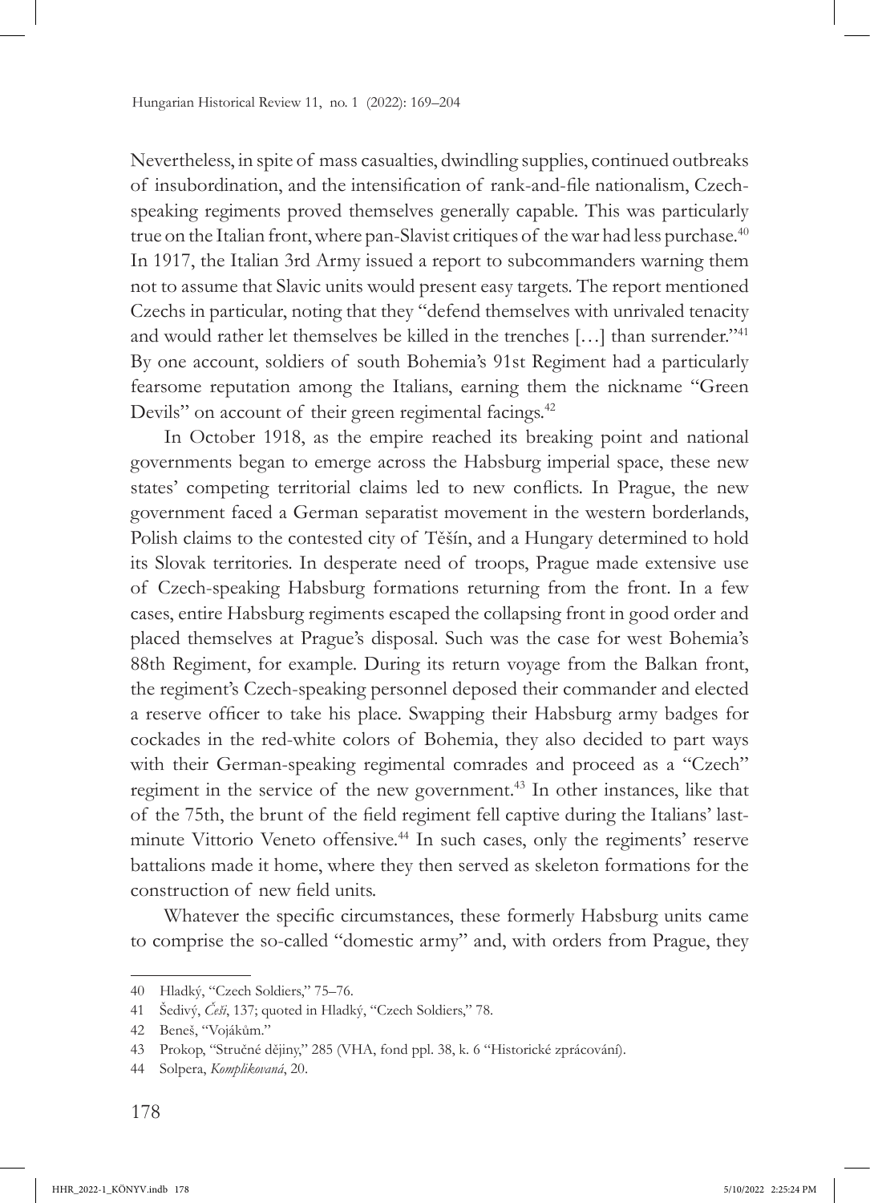Nevertheless, in spite of mass casualties, dwindling supplies, continued outbreaks of insubordination, and the intensification of rank-and-file nationalism, Czech-speaking regiments proved themselves generally capable. This was particularly true on the Italian front, where pan-Slavist critiques of the war had less purchase.[40] In 1917, the Italian 3rd Army issued a report to subcommanders warning them not to assume that Slavic units would present easy targets. The report mentioned Czechs in particular, noting that they "defend themselves with unrivaled tenacity and would rather let themselves be killed in the trenches […] than surrender."[41] By one account, soldiers of south Bohemia's 91st Regiment had a particularly fearsome reputation among the Italians, earning them the nickname "Green Devils" on account of their green regimental facings.[42]

In October 1918, as the empire reached its breaking point and national governments began to emerge across the Habsburg imperial space, these new states' competing territorial claims led to new conflicts. In Prague, the new government faced a German separatist movement in the western borderlands, Polish claims to the contested city of Těšín, and a Hungary determined to hold its Slovak territories. In desperate need of troops, Prague made extensive use of Czech-speaking Habsburg formations returning from the front. In a few cases, entire Habsburg regiments escaped the collapsing front in good order and placed themselves at Prague's disposal. Such was the case for west Bohemia's 88th Regiment, for example. During its return voyage from the Balkan front, the regiment's Czech-speaking personnel deposed their commander and elected a reserve officer to take his place. Swapping their Habsburg army badges for cockades in the red-white colors of Bohemia, they also decided to part ways with their German-speaking regimental comrades and proceed as a "Czech" regiment in the service of the new government.[43] In other instances, like that of the 75th, the brunt of the field regiment fell captive during the Italians' last-minute Vittorio Veneto offensive.[44] In such cases, only the regiments' reserve battalions made it home, where they then served as skeleton formations for the construction of new field units.

Whatever the specific circumstances, these formerly Habsburg units came to comprise the so-called "domestic army" and, with orders from Prague, they

---

40 Hladký, "Czech Soldiers," 75–76.

41 Šedivý, *Češi*, 137; quoted in Hladký, "Czech Soldiers," 78.

42 Beneš, "Vojákům."

43 Prokop, "Stručné dějiny," 285 (VHA, fond ppl. 38, k. 6 "Historické zprácování).

44 Solpera, *Komplikovaná*, 20.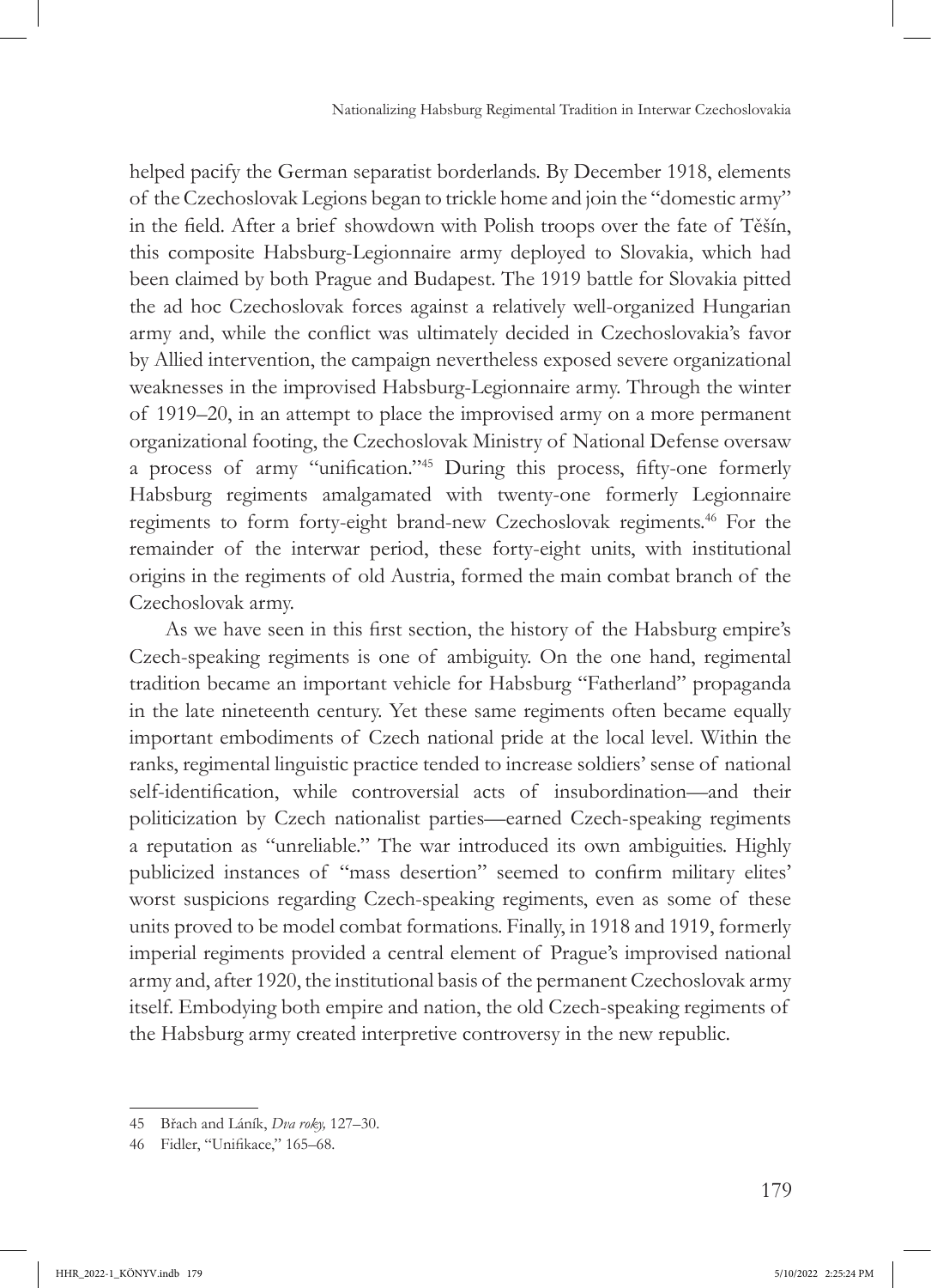helped pacify the German separatist borderlands. By December 1918, elements of the Czechoslovak Legions began to trickle home and join the "domestic army" in the field. After a brief showdown with Polish troops over the fate of Těšín, this composite Habsburg-Legionnaire army deployed to Slovakia, which had been claimed by both Prague and Budapest. The 1919 battle for Slovakia pitted the ad hoc Czechoslovak forces against a relatively well-organized Hungarian army and, while the conflict was ultimately decided in Czechoslovakia's favor by Allied intervention, the campaign nevertheless exposed severe organizational weaknesses in the improvised Habsburg-Legionnaire army. Through the winter of 1919–20, in an attempt to place the improvised army on a more permanent organizational footing, the Czechoslovak Ministry of National Defense oversaw a process of army "unification."[45] During this process, fifty-one formerly Habsburg regiments amalgamated with twenty-one formerly Legionnaire regiments to form forty-eight brand-new Czechoslovak regiments.[46] For the remainder of the interwar period, these forty-eight units, with institutional origins in the regiments of old Austria, formed the main combat branch of the Czechoslovak army.

As we have seen in this first section, the history of the Habsburg empire's Czech-speaking regiments is one of ambiguity. On the one hand, regimental tradition became an important vehicle for Habsburg "Fatherland" propaganda in the late nineteenth century. Yet these same regiments often became equally important embodiments of Czech national pride at the local level. Within the ranks, regimental linguistic practice tended to increase soldiers' sense of national self-identification, while controversial acts of insubordination—and their politicization by Czech nationalist parties—earned Czech-speaking regiments a reputation as "unreliable." The war introduced its own ambiguities. Highly publicized instances of "mass desertion" seemed to confirm military elites' worst suspicions regarding Czech-speaking regiments, even as some of these units proved to be model combat formations. Finally, in 1918 and 1919, formerly imperial regiments provided a central element of Prague's improvised national army and, after 1920, the institutional basis of the permanent Czechoslovak army itself. Embodying both empire and nation, the old Czech-speaking regiments of the Habsburg army created interpretive controversy in the new republic.

---

45 Břach and Láník, *Dva roky,* 127–30.

46 Fidler, "Unifikace," 165–68.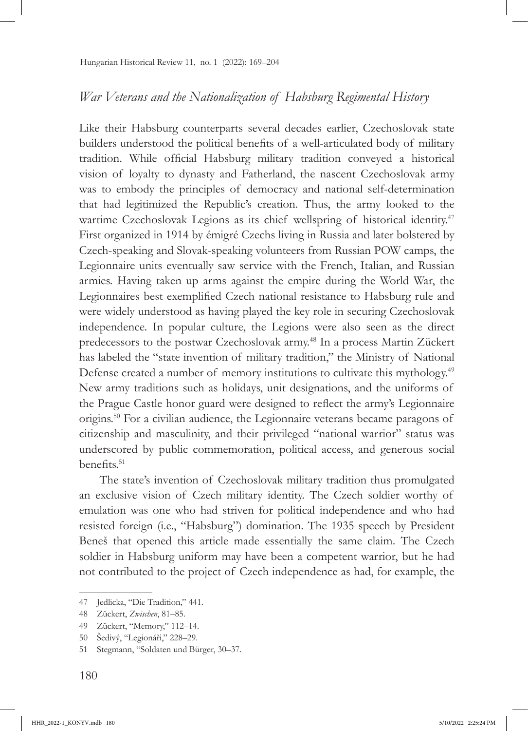## *War Veterans and the Nationalization of Habsburg Regimental History*

Like their Habsburg counterparts several decades earlier, Czechoslovak state builders understood the political benefits of a well-articulated body of military tradition. While official Habsburg military tradition conveyed a historical vision of loyalty to dynasty and Fatherland, the nascent Czechoslovak army was to embody the principles of democracy and national self-determination that had legitimized the Republic's creation. Thus, the army looked to the wartime Czechoslovak Legions as its chief wellspring of historical identity.[47] First organized in 1914 by émigré Czechs living in Russia and later bolstered by Czech-speaking and Slovak-speaking volunteers from Russian POW camps, the Legionnaire units eventually saw service with the French, Italian, and Russian armies. Having taken up arms against the empire during the World War, the Legionnaires best exemplified Czech national resistance to Habsburg rule and were widely understood as having played the key role in securing Czechoslovak independence. In popular culture, the Legions were also seen as the direct predecessors to the postwar Czechoslovak army.[48] In a process Martin Zückert has labeled the "state invention of military tradition," the Ministry of National Defense created a number of memory institutions to cultivate this mythology.[49] New army traditions such as holidays, unit designations, and the uniforms of the Prague Castle honor guard were designed to reflect the army's Legionnaire origins.[50] For a civilian audience, the Legionnaire veterans became paragons of citizenship and masculinity, and their privileged "national warrior" status was underscored by public commemoration, political access, and generous social benefits.[51]

The state's invention of Czechoslovak military tradition thus promulgated an exclusive vision of Czech military identity. The Czech soldier worthy of emulation was one who had striven for political independence and who had resisted foreign (i.e., "Habsburg") domination. The 1935 speech by President Beneš that opened this article made essentially the same claim. The Czech soldier in Habsburg uniform may have been a competent warrior, but he had not contributed to the project of Czech independence as had, for example, the

---

47 Jedlicka, "Die Tradition," 441.

48 Zückert, *Zwischen*, 81–85.

49 Zückert, "Memory," 112–14.

50 Šedivý, "Legionáři," 228–29.

51 Stegmann, "Soldaten und Bürger, 30–37.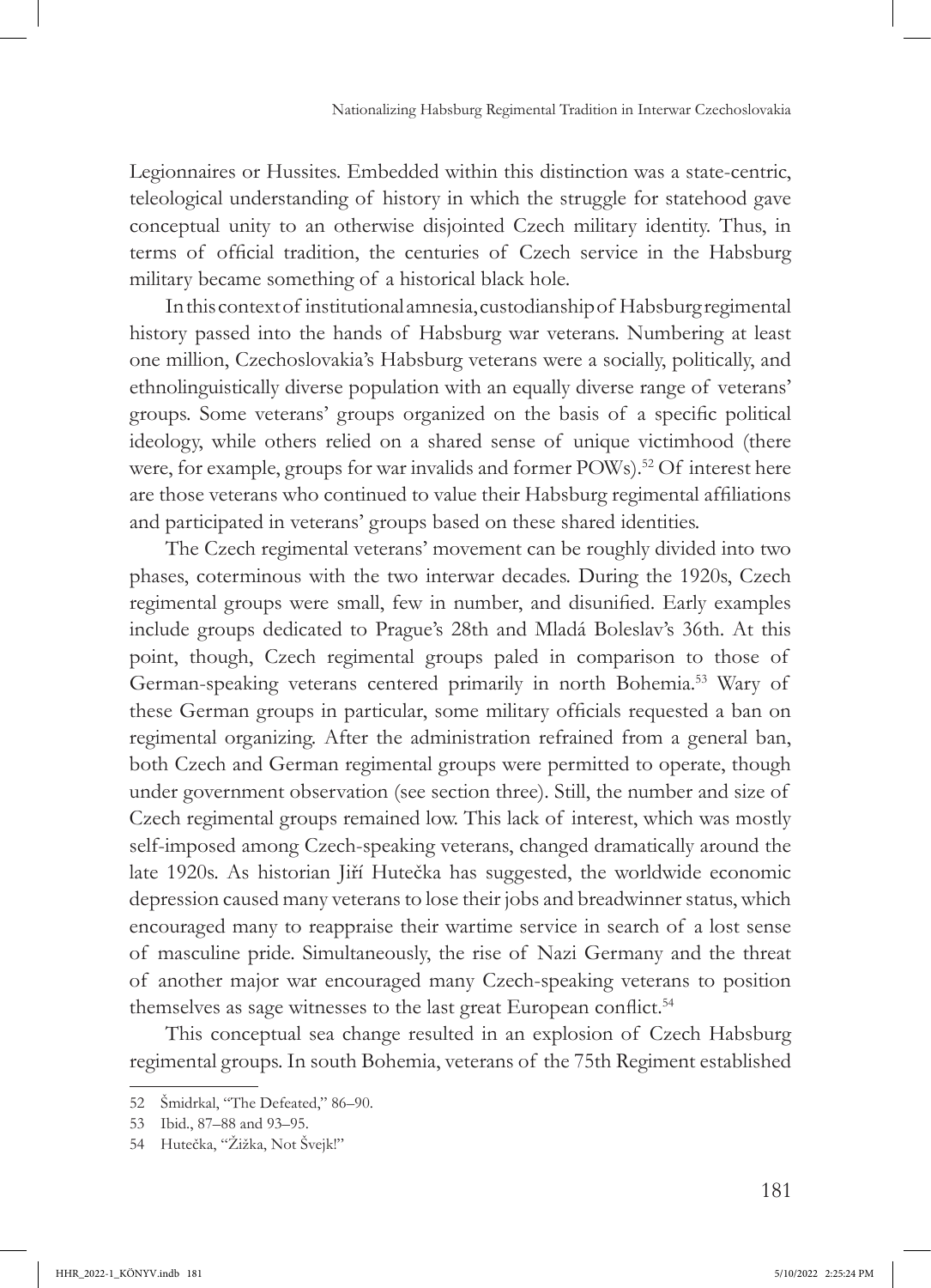Legionnaires or Hussites. Embedded within this distinction was a state-centric, teleological understanding of history in which the struggle for statehood gave conceptual unity to an otherwise disjointed Czech military identity. Thus, in terms of official tradition, the centuries of Czech service in the Habsburg military became something of a historical black hole.

In this context of institutional amnesia, custodianship of Habsburg regimental history passed into the hands of Habsburg war veterans. Numbering at least one million, Czechoslovakia's Habsburg veterans were a socially, politically, and ethnolinguistically diverse population with an equally diverse range of veterans' groups. Some veterans' groups organized on the basis of a specific political ideology, while others relied on a shared sense of unique victimhood (there were, for example, groups for war invalids and former POWs).[52] Of interest here are those veterans who continued to value their Habsburg regimental affiliations and participated in veterans' groups based on these shared identities.

The Czech regimental veterans' movement can be roughly divided into two phases, coterminous with the two interwar decades. During the 1920s, Czech regimental groups were small, few in number, and disunified. Early examples include groups dedicated to Prague's 28th and Mladá Boleslav's 36th. At this point, though, Czech regimental groups paled in comparison to those of German-speaking veterans centered primarily in north Bohemia.[53] Wary of these German groups in particular, some military officials requested a ban on regimental organizing. After the administration refrained from a general ban, both Czech and German regimental groups were permitted to operate, though under government observation (see section three). Still, the number and size of Czech regimental groups remained low. This lack of interest, which was mostly self-imposed among Czech-speaking veterans, changed dramatically around the late 1920s. As historian Jiří Hutečka has suggested, the worldwide economic depression caused many veterans to lose their jobs and breadwinner status, which encouraged many to reappraise their wartime service in search of a lost sense of masculine pride. Simultaneously, the rise of Nazi Germany and the threat of another major war encouraged many Czech-speaking veterans to position themselves as sage witnesses to the last great European conflict.[54]

This conceptual sea change resulted in an explosion of Czech Habsburg regimental groups. In south Bohemia, veterans of the 75th Regiment established

---

52 Šmidrkal, "The Defeated," 86–90.

53 Ibid., 87–88 and 93–95.

54 Hutečka, "Žižka, Not Švejk!"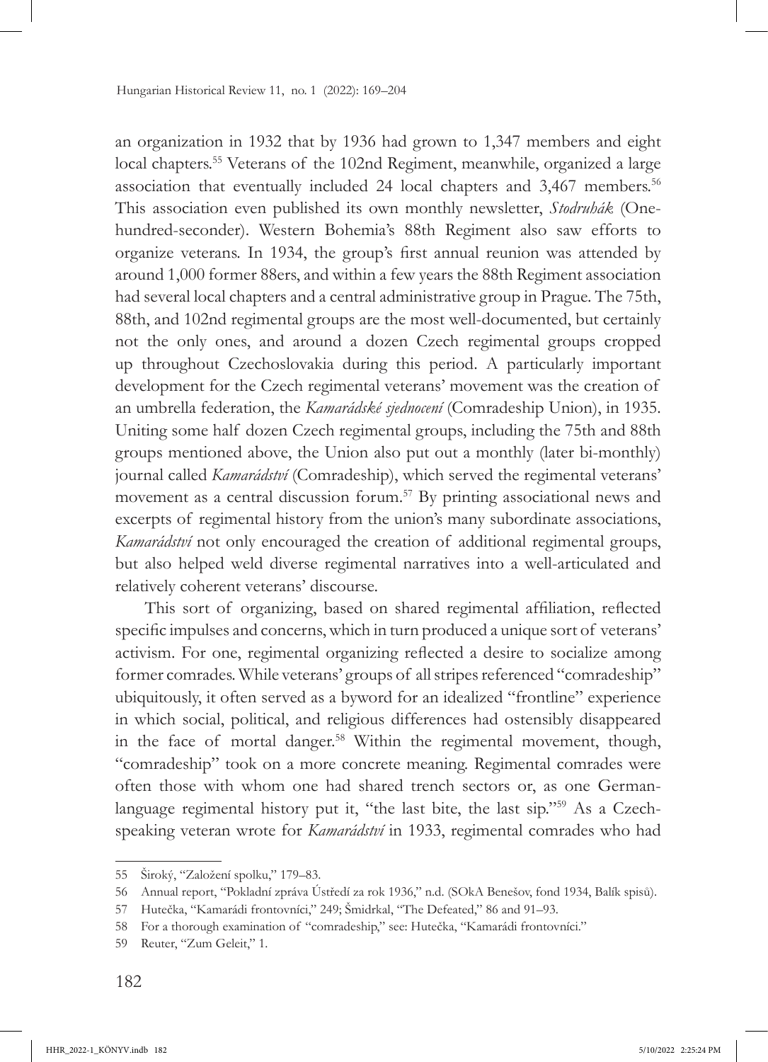an organization in 1932 that by 1936 had grown to 1,347 members and eight local chapters.[55] Veterans of the 102nd Regiment, meanwhile, organized a large association that eventually included 24 local chapters and 3,467 members.[56] This association even published its own monthly newsletter, *Stodruhák* (One-hundred-seconder). Western Bohemia's 88th Regiment also saw efforts to organize veterans. In 1934, the group's first annual reunion was attended by around 1,000 former 88ers, and within a few years the 88th Regiment association had several local chapters and a central administrative group in Prague. The 75th, 88th, and 102nd regimental groups are the most well-documented, but certainly not the only ones, and around a dozen Czech regimental groups cropped up throughout Czechoslovakia during this period. A particularly important development for the Czech regimental veterans' movement was the creation of an umbrella federation, the *Kamarádské sjednocení* (Comradeship Union), in 1935. Uniting some half dozen Czech regimental groups, including the 75th and 88th groups mentioned above, the Union also put out a monthly (later bi-monthly) journal called *Kamarádství* (Comradeship), which served the regimental veterans' movement as a central discussion forum.[57] By printing associational news and excerpts of regimental history from the union's many subordinate associations, *Kamarádství* not only encouraged the creation of additional regimental groups, but also helped weld diverse regimental narratives into a well-articulated and relatively coherent veterans' discourse.

This sort of organizing, based on shared regimental affiliation, reflected specific impulses and concerns, which in turn produced a unique sort of veterans' activism. For one, regimental organizing reflected a desire to socialize among former comrades. While veterans' groups of all stripes referenced "comradeship" ubiquitously, it often served as a byword for an idealized "frontline" experience in which social, political, and religious differences had ostensibly disappeared in the face of mortal danger.[58] Within the regimental movement, though, "comradeship" took on a more concrete meaning. Regimental comrades were often those with whom one had shared trench sectors or, as one German-language regimental history put it, "the last bite, the last sip."[59] As a Czech-speaking veteran wrote for *Kamarádství* in 1933, regimental comrades who had

---

55 Široký, "Založení spolku," 179–83.

56 Annual report, "Pokladní zpráva Ústředí za rok 1936," n.d. (SOkA Benešov, fond 1934, Balík spisů).

57 Hutečka, "Kamarádi frontovníci," 249; Šmidrkal, "The Defeated," 86 and 91–93.

58 For a thorough examination of "comradeship," see: Hutečka, "Kamarádi frontovníci."

59 Reuter, "Zum Geleit," 1.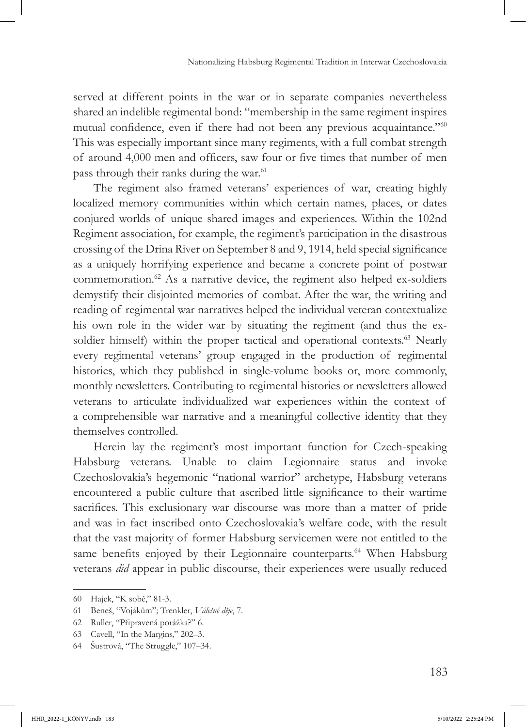served at different points in the war or in separate companies nevertheless shared an indelible regimental bond: "membership in the same regiment inspires mutual confidence, even if there had not been any previous acquaintance."[60] This was especially important since many regiments, with a full combat strength of around 4,000 men and officers, saw four or five times that number of men pass through their ranks during the war.[61]

The regiment also framed veterans' experiences of war, creating highly localized memory communities within which certain names, places, or dates conjured worlds of unique shared images and experiences. Within the 102nd Regiment association, for example, the regiment's participation in the disastrous crossing of the Drina River on September 8 and 9, 1914, held special significance as a uniquely horrifying experience and became a concrete point of postwar commemoration.[62] As a narrative device, the regiment also helped ex-soldiers demystify their disjointed memories of combat. After the war, the writing and reading of regimental war narratives helped the individual veteran contextualize his own role in the wider war by situating the regiment (and thus the ex-soldier himself) within the proper tactical and operational contexts.[63] Nearly every regimental veterans' group engaged in the production of regimental histories, which they published in single-volume books or, more commonly, monthly newsletters. Contributing to regimental histories or newsletters allowed veterans to articulate individualized war experiences within the context of a comprehensible war narrative and a meaningful collective identity that they themselves controlled.

Herein lay the regiment's most important function for Czech-speaking Habsburg veterans. Unable to claim Legionnaire status and invoke Czechoslovakia's hegemonic "national warrior" archetype, Habsburg veterans encountered a public culture that ascribed little significance to their wartime sacrifices. This exclusionary war discourse was more than a matter of pride and was in fact inscribed onto Czechoslovakia's welfare code, with the result that the vast majority of former Habsburg servicemen were not entitled to the same benefits enjoyed by their Legionnaire counterparts.[64] When Habsburg veterans *did* appear in public discourse, their experiences were usually reduced

---

60 Hajek, "K sobě," 81-3.

61 Beneš, "Vojákům"; Trenkler, *Válečné děje*, 7.

62 Ruller, "Připravená porážka?" 6.

63 Cavell, "In the Margins," 202–3.

64 Šustrová, "The Struggle," 107–34.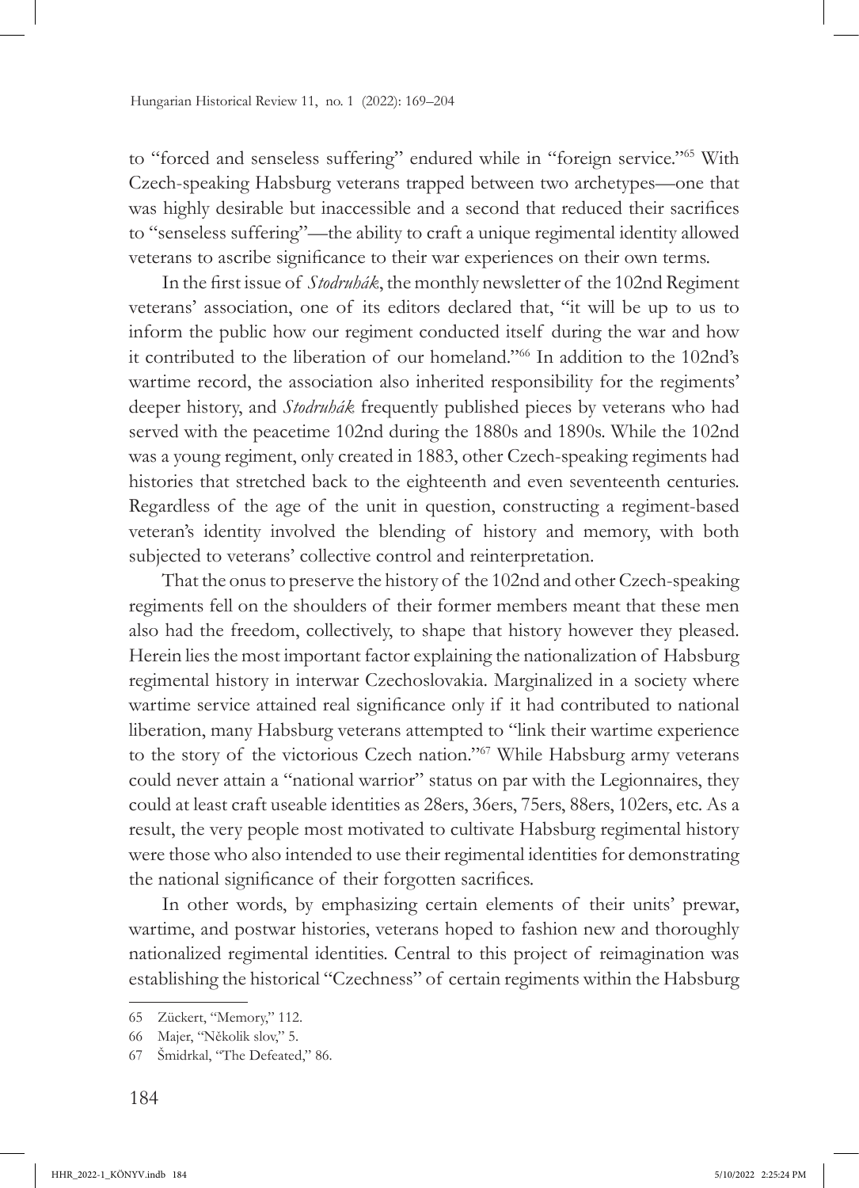to "forced and senseless suffering" endured while in "foreign service."[65] With Czech-speaking Habsburg veterans trapped between two archetypes—one that was highly desirable but inaccessible and a second that reduced their sacrifices to "senseless suffering"—the ability to craft a unique regimental identity allowed veterans to ascribe significance to their war experiences on their own terms.

In the first issue of *Stodruhák*, the monthly newsletter of the 102nd Regiment veterans' association, one of its editors declared that, "it will be up to us to inform the public how our regiment conducted itself during the war and how it contributed to the liberation of our homeland."[66] In addition to the 102nd's wartime record, the association also inherited responsibility for the regiments' deeper history, and *Stodruhák* frequently published pieces by veterans who had served with the peacetime 102nd during the 1880s and 1890s. While the 102nd was a young regiment, only created in 1883, other Czech-speaking regiments had histories that stretched back to the eighteenth and even seventeenth centuries. Regardless of the age of the unit in question, constructing a regiment-based veteran's identity involved the blending of history and memory, with both subjected to veterans' collective control and reinterpretation.

That the onus to preserve the history of the 102nd and other Czech-speaking regiments fell on the shoulders of their former members meant that these men also had the freedom, collectively, to shape that history however they pleased. Herein lies the most important factor explaining the nationalization of Habsburg regimental history in interwar Czechoslovakia. Marginalized in a society where wartime service attained real significance only if it had contributed to national liberation, many Habsburg veterans attempted to "link their wartime experience to the story of the victorious Czech nation."[67] While Habsburg army veterans could never attain a "national warrior" status on par with the Legionnaires, they could at least craft useable identities as 28ers, 36ers, 75ers, 88ers, 102ers, etc. As a result, the very people most motivated to cultivate Habsburg regimental history were those who also intended to use their regimental identities for demonstrating the national significance of their forgotten sacrifices.

In other words, by emphasizing certain elements of their units' prewar, wartime, and postwar histories, veterans hoped to fashion new and thoroughly nationalized regimental identities. Central to this project of reimagination was establishing the historical "Czechness" of certain regiments within the Habsburg

---

65 Zückert, "Memory," 112.

66 Majer, "Několik slov," 5.

67 Šmidrkal, "The Defeated," 86.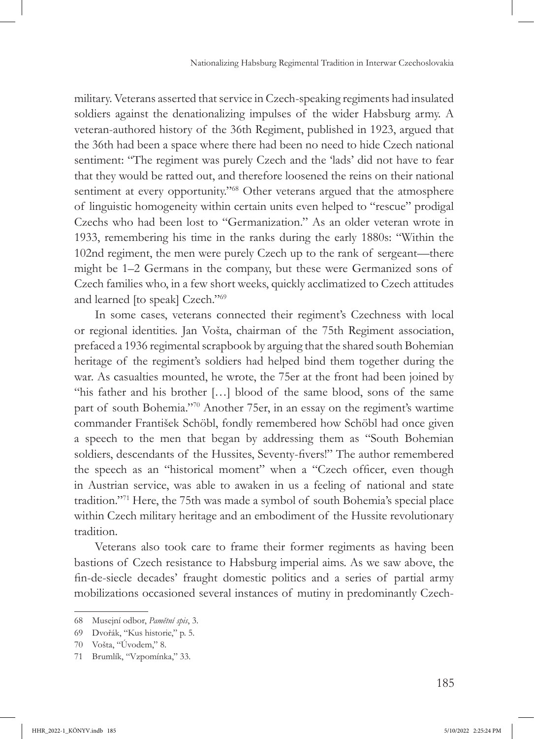military. Veterans asserted that service in Czech-speaking regiments had insulated soldiers against the denationalizing impulses of the wider Habsburg army. A veteran-authored history of the 36th Regiment, published in 1923, argued that the 36th had been a space where there had been no need to hide Czech national sentiment: "The regiment was purely Czech and the 'lads' did not have to fear that they would be ratted out, and therefore loosened the reins on their national sentiment at every opportunity."[68] Other veterans argued that the atmosphere of linguistic homogeneity within certain units even helped to "rescue" prodigal Czechs who had been lost to "Germanization." As an older veteran wrote in 1933, remembering his time in the ranks during the early 1880s: "Within the 102nd regiment, the men were purely Czech up to the rank of sergeant—there might be 1–2 Germans in the company, but these were Germanized sons of Czech families who, in a few short weeks, quickly acclimatized to Czech attitudes and learned [to speak] Czech."[69]

In some cases, veterans connected their regiment's Czechness with local or regional identities. Jan Vošta, chairman of the 75th Regiment association, prefaced a 1936 regimental scrapbook by arguing that the shared south Bohemian heritage of the regiment's soldiers had helped bind them together during the war. As casualties mounted, he wrote, the 75er at the front had been joined by "his father and his brother […] blood of the same blood, sons of the same part of south Bohemia."[70] Another 75er, in an essay on the regiment's wartime commander František Schöbl, fondly remembered how Schöbl had once given a speech to the men that began by addressing them as "South Bohemian soldiers, descendants of the Hussites, Seventy-fivers!" The author remembered the speech as an "historical moment" when a "Czech officer, even though in Austrian service, was able to awaken in us a feeling of national and state tradition."[71] Here, the 75th was made a symbol of south Bohemia's special place within Czech military heritage and an embodiment of the Hussite revolutionary tradition.

Veterans also took care to frame their former regiments as having been bastions of Czech resistance to Habsburg imperial aims. As we saw above, the fin-de-siecle decades' fraught domestic politics and a series of partial army mobilizations occasioned several instances of mutiny in predominantly Czech-

---

68 Musejní odbor, *Pamětní spis*, 3.

69 Dvořák, "Kus historie," p. 5.

70 Vošta, "Úvodem," 8.

71 Brumlík, "Vzpomínka," 33.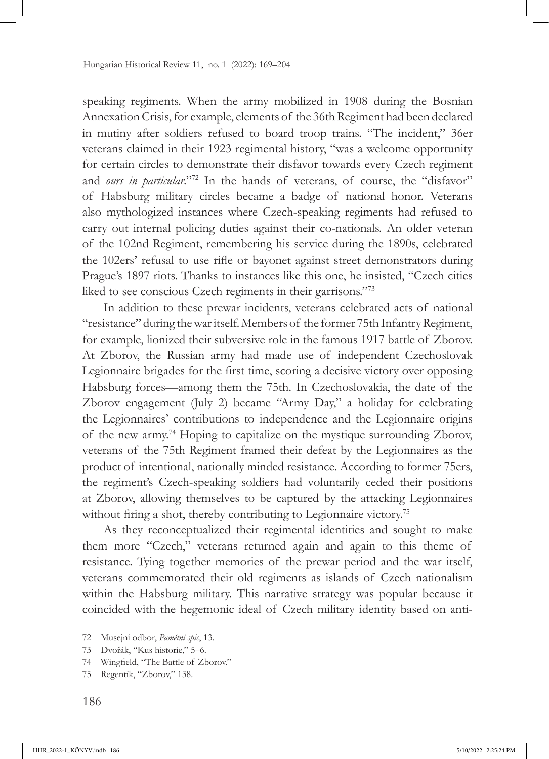speaking regiments. When the army mobilized in 1908 during the Bosnian Annexation Crisis, for example, elements of the 36th Regiment had been declared in mutiny after soldiers refused to board troop trains. "The incident," 36er veterans claimed in their 1923 regimental history, "was a welcome opportunity for certain circles to demonstrate their disfavor towards every Czech regiment and *ours in particular*."[72] In the hands of veterans, of course, the "disfavor" of Habsburg military circles became a badge of national honor. Veterans also mythologized instances where Czech-speaking regiments had refused to carry out internal policing duties against their co-nationals. An older veteran of the 102nd Regiment, remembering his service during the 1890s, celebrated the 102ers' refusal to use rifle or bayonet against street demonstrators during Prague's 1897 riots. Thanks to instances like this one, he insisted, "Czech cities liked to see conscious Czech regiments in their garrisons."[73]

In addition to these prewar incidents, veterans celebrated acts of national "resistance" during the war itself. Members of the former 75th Infantry Regiment, for example, lionized their subversive role in the famous 1917 battle of Zborov. At Zborov, the Russian army had made use of independent Czechoslovak Legionnaire brigades for the first time, scoring a decisive victory over opposing Habsburg forces—among them the 75th. In Czechoslovakia, the date of the Zborov engagement (July 2) became "Army Day," a holiday for celebrating the Legionnaires' contributions to independence and the Legionnaire origins of the new army.[74] Hoping to capitalize on the mystique surrounding Zborov, veterans of the 75th Regiment framed their defeat by the Legionnaires as the product of intentional, nationally minded resistance. According to former 75ers, the regiment's Czech-speaking soldiers had voluntarily ceded their positions at Zborov, allowing themselves to be captured by the attacking Legionnaires without firing a shot, thereby contributing to Legionnaire victory.[75]

As they reconceptualized their regimental identities and sought to make them more "Czech," veterans returned again and again to this theme of resistance. Tying together memories of the prewar period and the war itself, veterans commemorated their old regiments as islands of Czech nationalism within the Habsburg military. This narrative strategy was popular because it coincided with the hegemonic ideal of Czech military identity based on anti-

---

72 Musejní odbor, *Pamětní spis*, 13.

73 Dvořák, "Kus historie," 5–6.

74 Wingfield, "The Battle of Zborov."

75 Regentík, "Zborov," 138.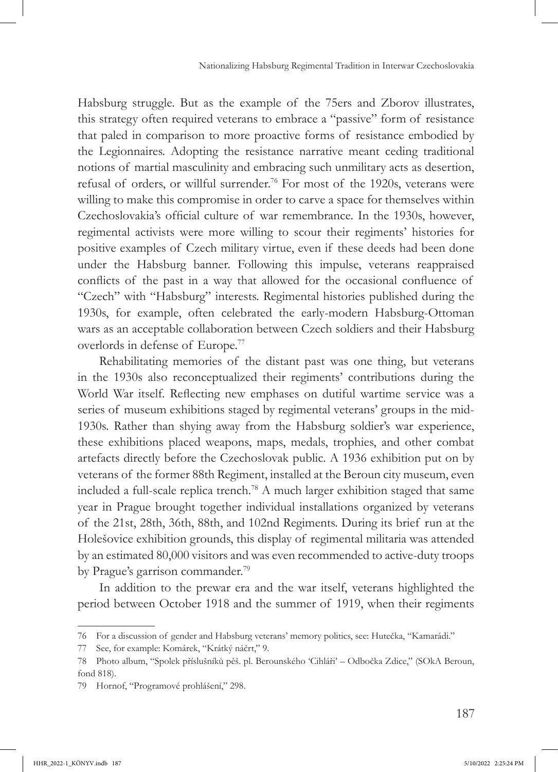Habsburg struggle. But as the example of the 75ers and Zborov illustrates, this strategy often required veterans to embrace a "passive" form of resistance that paled in comparison to more proactive forms of resistance embodied by the Legionnaires. Adopting the resistance narrative meant ceding traditional notions of martial masculinity and embracing such unmilitary acts as desertion, refusal of orders, or willful surrender.[76] For most of the 1920s, veterans were willing to make this compromise in order to carve a space for themselves within Czechoslovakia's official culture of war remembrance. In the 1930s, however, regimental activists were more willing to scour their regiments' histories for positive examples of Czech military virtue, even if these deeds had been done under the Habsburg banner. Following this impulse, veterans reappraised conflicts of the past in a way that allowed for the occasional confluence of "Czech" with "Habsburg" interests. Regimental histories published during the 1930s, for example, often celebrated the early-modern Habsburg-Ottoman wars as an acceptable collaboration between Czech soldiers and their Habsburg overlords in defense of Europe.[77]

Rehabilitating memories of the distant past was one thing, but veterans in the 1930s also reconceptualized their regiments' contributions during the World War itself. Reflecting new emphases on dutiful wartime service was a series of museum exhibitions staged by regimental veterans' groups in the mid-1930s. Rather than shying away from the Habsburg soldier's war experience, these exhibitions placed weapons, maps, medals, trophies, and other combat artefacts directly before the Czechoslovak public. A 1936 exhibition put on by veterans of the former 88th Regiment, installed at the Beroun city museum, even included a full-scale replica trench.[78] A much larger exhibition staged that same year in Prague brought together individual installations organized by veterans of the 21st, 28th, 36th, 88th, and 102nd Regiments. During its brief run at the Holešovice exhibition grounds, this display of regimental militaria was attended by an estimated 80,000 visitors and was even recommended to active-duty troops by Prague's garrison commander.[79]

In addition to the prewar era and the war itself, veterans highlighted the period between October 1918 and the summer of 1919, when their regiments

---

76 For a discussion of gender and Habsburg veterans' memory politics, see: Hutečka, "Kamarádi."

77 See, for example: Komárek, "Krátký náčrt," 9.

78 Photo album, "Spolek příslušníků pěš. pl. Berounského 'Cihláři' – Odbočka Zdice," (SOkA Beroun, fond 818).

79 Hornof, "Programové prohlášení," 298.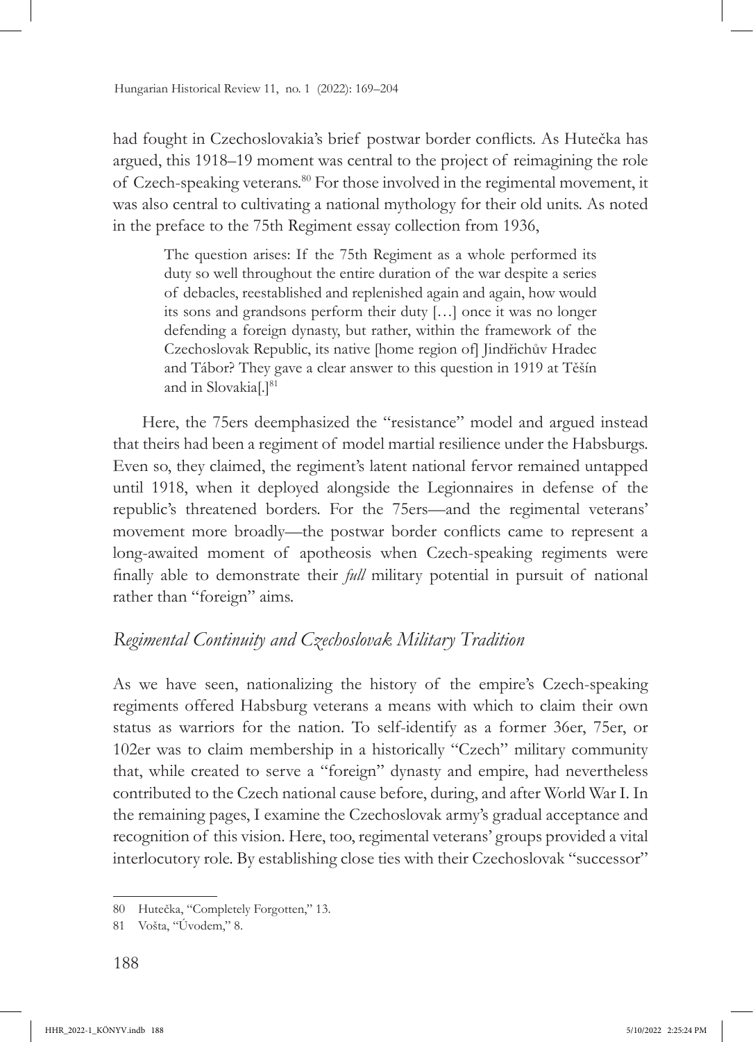had fought in Czechoslovakia's brief postwar border conflicts. As Hutečka has argued, this 1918–19 moment was central to the project of reimagining the role of Czech-speaking veterans.[80] For those involved in the regimental movement, it was also central to cultivating a national mythology for their old units. As noted in the preface to the 75th Regiment essay collection from 1936,

> The question arises: If the 75th Regiment as a whole performed its duty so well throughout the entire duration of the war despite a series of debacles, reestablished and replenished again and again, how would its sons and grandsons perform their duty […] once it was no longer defending a foreign dynasty, but rather, within the framework of the Czechoslovak Republic, its native [home region of] Jindřichův Hradec and Tábor? They gave a clear answer to this question in 1919 at Těšín and in Slovakia[.][81]

Here, the 75ers deemphasized the "resistance" model and argued instead that theirs had been a regiment of model martial resilience under the Habsburgs. Even so, they claimed, the regiment's latent national fervor remained untapped until 1918, when it deployed alongside the Legionnaires in defense of the republic's threatened borders. For the 75ers—and the regimental veterans' movement more broadly—the postwar border conflicts came to represent a long-awaited moment of apotheosis when Czech-speaking regiments were finally able to demonstrate their *full* military potential in pursuit of national rather than "foreign" aims.

## *Regimental Continuity and Czechoslovak Military Tradition*

As we have seen, nationalizing the history of the empire's Czech-speaking regiments offered Habsburg veterans a means with which to claim their own status as warriors for the nation. To self-identify as a former 36er, 75er, or 102er was to claim membership in a historically "Czech" military community that, while created to serve a "foreign" dynasty and empire, had nevertheless contributed to the Czech national cause before, during, and after World War I. In the remaining pages, I examine the Czechoslovak army's gradual acceptance and recognition of this vision. Here, too, regimental veterans' groups provided a vital interlocutory role. By establishing close ties with their Czechoslovak "successor"

---

80 Hutečka, "Completely Forgotten," 13.

81 Vošta, "Úvodem," 8.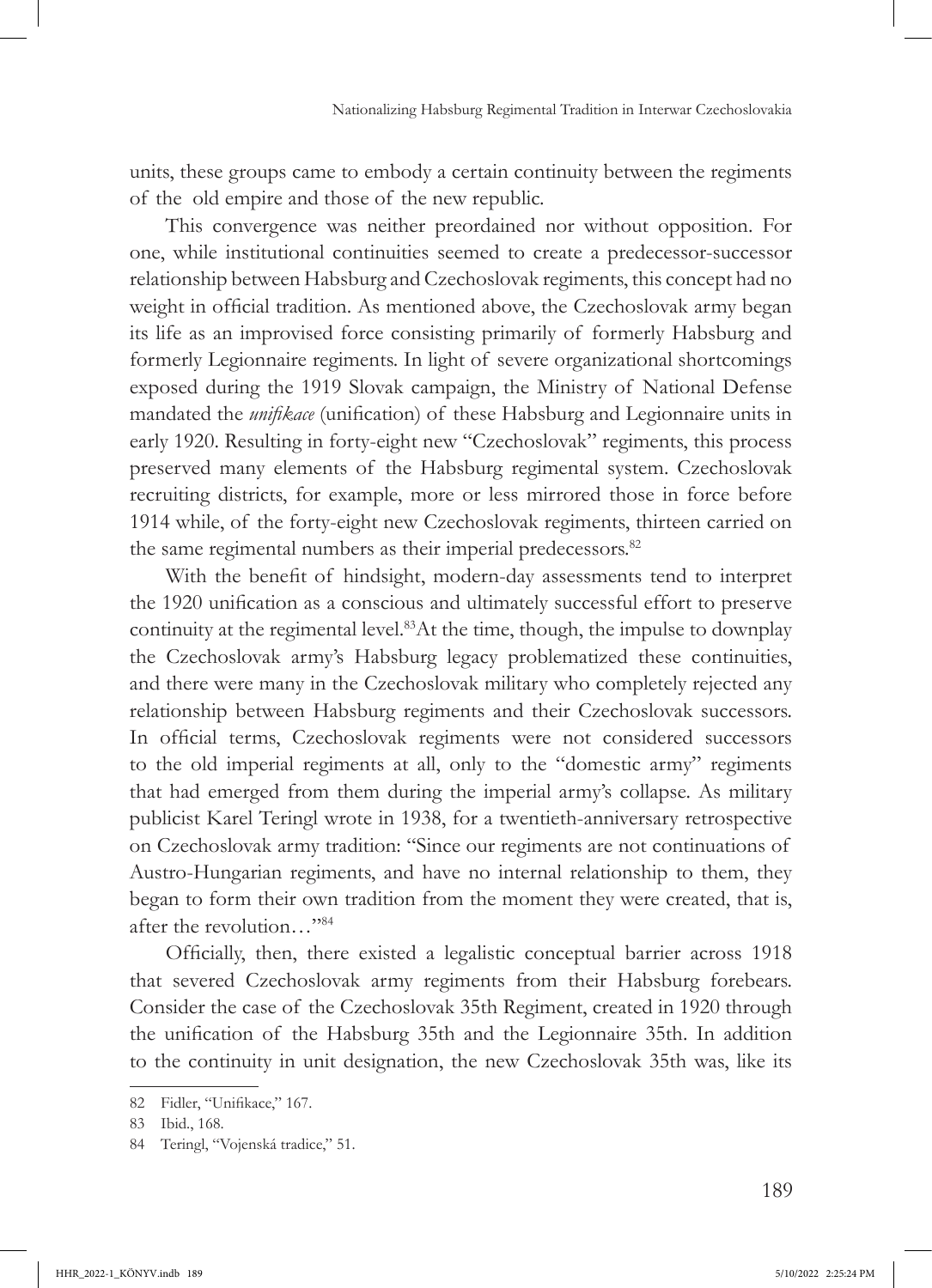units, these groups came to embody a certain continuity between the regiments of the old empire and those of the new republic.

This convergence was neither preordained nor without opposition. For one, while institutional continuities seemed to create a predecessor-successor relationship between Habsburg and Czechoslovak regiments, this concept had no weight in official tradition. As mentioned above, the Czechoslovak army began its life as an improvised force consisting primarily of formerly Habsburg and formerly Legionnaire regiments. In light of severe organizational shortcomings exposed during the 1919 Slovak campaign, the Ministry of National Defense mandated the *unifikace* (unification) of these Habsburg and Legionnaire units in early 1920. Resulting in forty-eight new "Czechoslovak" regiments, this process preserved many elements of the Habsburg regimental system. Czechoslovak recruiting districts, for example, more or less mirrored those in force before 1914 while, of the forty-eight new Czechoslovak regiments, thirteen carried on the same regimental numbers as their imperial predecessors.[82]

With the benefit of hindsight, modern-day assessments tend to interpret the 1920 unification as a conscious and ultimately successful effort to preserve continuity at the regimental level.[83] At the time, though, the impulse to downplay the Czechoslovak army's Habsburg legacy problematized these continuities, and there were many in the Czechoslovak military who completely rejected any relationship between Habsburg regiments and their Czechoslovak successors. In official terms, Czechoslovak regiments were not considered successors to the old imperial regiments at all, only to the "domestic army" regiments that had emerged from them during the imperial army's collapse. As military publicist Karel Teringl wrote in 1938, for a twentieth-anniversary retrospective on Czechoslovak army tradition: "Since our regiments are not continuations of Austro-Hungarian regiments, and have no internal relationship to them, they began to form their own tradition from the moment they were created, that is, after the revolution…"[84]

Officially, then, there existed a legalistic conceptual barrier across 1918 that severed Czechoslovak army regiments from their Habsburg forebears. Consider the case of the Czechoslovak 35th Regiment, created in 1920 through the unification of the Habsburg 35th and the Legionnaire 35th. In addition to the continuity in unit designation, the new Czechoslovak 35th was, like its

82 Fidler, "Unifikace," 167.

83 Ibid., 168.

84 Teringl, "Vojenská tradice," 51.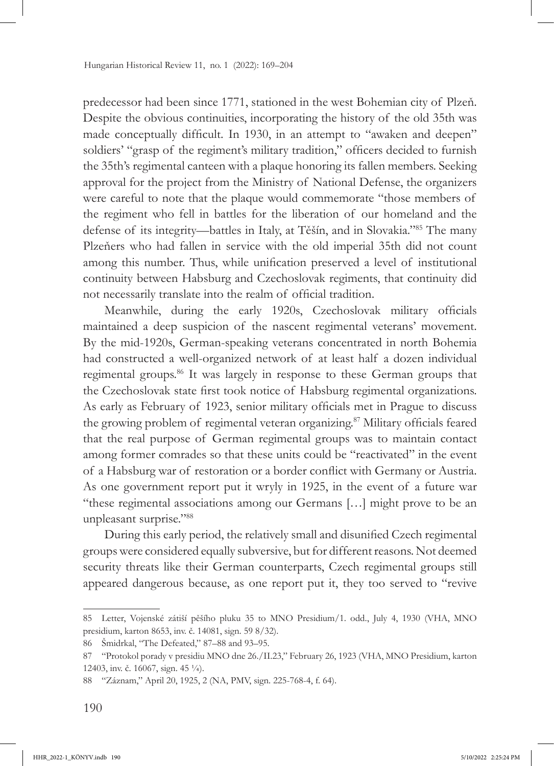predecessor had been since 1771, stationed in the west Bohemian city of Plzeň. Despite the obvious continuities, incorporating the history of the old 35th was made conceptually difficult. In 1930, in an attempt to "awaken and deepen" soldiers' "grasp of the regiment's military tradition," officers decided to furnish the 35th's regimental canteen with a plaque honoring its fallen members. Seeking approval for the project from the Ministry of National Defense, the organizers were careful to note that the plaque would commemorate "those members of the regiment who fell in battles for the liberation of our homeland and the defense of its integrity—battles in Italy, at Těšín, and in Slovakia."[85] The many Plzeňers who had fallen in service with the old imperial 35th did not count among this number. Thus, while unification preserved a level of institutional continuity between Habsburg and Czechoslovak regiments, that continuity did not necessarily translate into the realm of official tradition.

Meanwhile, during the early 1920s, Czechoslovak military officials maintained a deep suspicion of the nascent regimental veterans' movement. By the mid-1920s, German-speaking veterans concentrated in north Bohemia had constructed a well-organized network of at least half a dozen individual regimental groups.[86] It was largely in response to these German groups that the Czechoslovak state first took notice of Habsburg regimental organizations. As early as February of 1923, senior military officials met in Prague to discuss the growing problem of regimental veteran organizing.[87] Military officials feared that the real purpose of German regimental groups was to maintain contact among former comrades so that these units could be "reactivated" in the event of a Habsburg war of restoration or a border conflict with Germany or Austria. As one government report put it wryly in 1925, in the event of a future war "these regimental associations among our Germans […] might prove to be an unpleasant surprise."[88]

During this early period, the relatively small and disunified Czech regimental groups were considered equally subversive, but for different reasons. Not deemed security threats like their German counterparts, Czech regimental groups still appeared dangerous because, as one report put it, they too served to "revive

---

85 Letter, Vojenské zátiší pěšího pluku 35 to MNO Presidium/1. odd., July 4, 1930 (VHA, MNO presidium, karton 8653, inv. č. 14081, sign. 59 8/32).

86 Šmidrkal, "The Defeated," 87–88 and 93–95.

87 "Protokol porady v presidiu MNO dne 26./II.23," February 26, 1923 (VHA, MNO Presidium, karton 12403, inv. č. 16067, sign. 45 ¼).

88 "Záznam," April 20, 1925, 2 (NA, PMV, sign. 225-768-4, f. 64).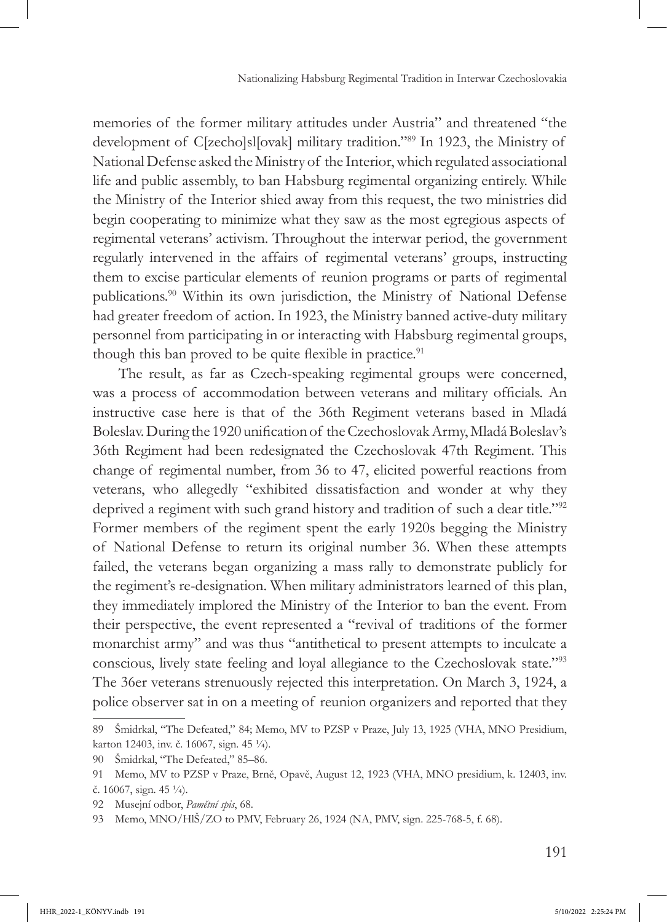memories of the former military attitudes under Austria" and threatened "the development of C[zecho]sl[ovak] military tradition."[89] In 1923, the Ministry of National Defense asked the Ministry of the Interior, which regulated associational life and public assembly, to ban Habsburg regimental organizing entirely. While the Ministry of the Interior shied away from this request, the two ministries did begin cooperating to minimize what they saw as the most egregious aspects of regimental veterans' activism. Throughout the interwar period, the government regularly intervened in the affairs of regimental veterans' groups, instructing them to excise particular elements of reunion programs or parts of regimental publications.[90] Within its own jurisdiction, the Ministry of National Defense had greater freedom of action. In 1923, the Ministry banned active-duty military personnel from participating in or interacting with Habsburg regimental groups, though this ban proved to be quite flexible in practice.[91]

The result, as far as Czech-speaking regimental groups were concerned, was a process of accommodation between veterans and military officials. An instructive case here is that of the 36th Regiment veterans based in Mladá Boleslav. During the 1920 unification of the Czechoslovak Army, Mladá Boleslav's 36th Regiment had been redesignated the Czechoslovak 47th Regiment. This change of regimental number, from 36 to 47, elicited powerful reactions from veterans, who allegedly "exhibited dissatisfaction and wonder at why they deprived a regiment with such grand history and tradition of such a dear title."[92] Former members of the regiment spent the early 1920s begging the Ministry of National Defense to return its original number 36. When these attempts failed, the veterans began organizing a mass rally to demonstrate publicly for the regiment's re-designation. When military administrators learned of this plan, they immediately implored the Ministry of the Interior to ban the event. From their perspective, the event represented a "revival of traditions of the former monarchist army" and was thus "antithetical to present attempts to inculcate a conscious, lively state feeling and loyal allegiance to the Czechoslovak state."[93] The 36er veterans strenuously rejected this interpretation. On March 3, 1924, a police observer sat in on a meeting of reunion organizers and reported that they

---

89 Šmidrkal, "The Defeated," 84; Memo, MV to PZSP v Praze, July 13, 1925 (VHA, MNO Presidium, karton 12403, inv. č. 16067, sign. 45 ¼).

90 Šmidrkal, "The Defeated," 85–86.

91 Memo, MV to PZSP v Praze, Brně, Opavě, August 12, 1923 (VHA, MNO presidium, k. 12403, inv. č. 16067, sign. 45 ¼).

92 Musejní odbor, *Pamětní spis*, 68.

93 Memo, MNO/HIŠ/ZO to PMV, February 26, 1924 (NA, PMV, sign. 225-768-5, f. 68).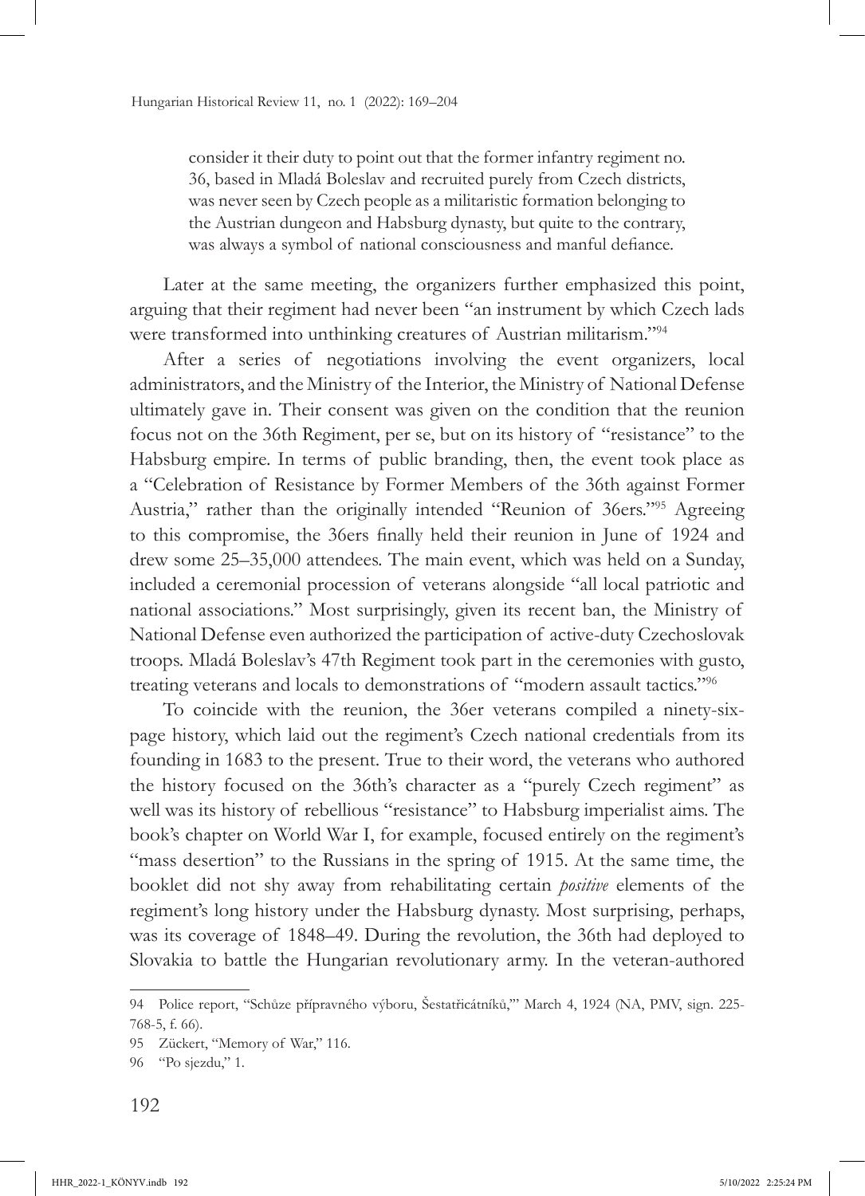> consider it their duty to point out that the former infantry regiment no. 36, based in Mladá Boleslav and recruited purely from Czech districts, was never seen by Czech people as a militaristic formation belonging to the Austrian dungeon and Habsburg dynasty, but quite to the contrary, was always a symbol of national consciousness and manful defiance.

Later at the same meeting, the organizers further emphasized this point, arguing that their regiment had never been "an instrument by which Czech lads were transformed into unthinking creatures of Austrian militarism."[94]

After a series of negotiations involving the event organizers, local administrators, and the Ministry of the Interior, the Ministry of National Defense ultimately gave in. Their consent was given on the condition that the reunion focus not on the 36th Regiment, per se, but on its history of "resistance" to the Habsburg empire. In terms of public branding, then, the event took place as a "Celebration of Resistance by Former Members of the 36th against Former Austria," rather than the originally intended "Reunion of 36ers."[95] Agreeing to this compromise, the 36ers finally held their reunion in June of 1924 and drew some 25–35,000 attendees. The main event, which was held on a Sunday, included a ceremonial procession of veterans alongside "all local patriotic and national associations." Most surprisingly, given its recent ban, the Ministry of National Defense even authorized the participation of active-duty Czechoslovak troops. Mladá Boleslav's 47th Regiment took part in the ceremonies with gusto, treating veterans and locals to demonstrations of "modern assault tactics."[96]

To coincide with the reunion, the 36er veterans compiled a ninety-six-page history, which laid out the regiment's Czech national credentials from its founding in 1683 to the present. True to their word, the veterans who authored the history focused on the 36th's character as a "purely Czech regiment" as well was its history of rebellious "resistance" to Habsburg imperialist aims. The book's chapter on World War I, for example, focused entirely on the regiment's "mass desertion" to the Russians in the spring of 1915. At the same time, the booklet did not shy away from rehabilitating certain *positive* elements of the regiment's long history under the Habsburg dynasty. Most surprising, perhaps, was its coverage of 1848–49. During the revolution, the 36th had deployed to Slovakia to battle the Hungarian revolutionary army. In the veteran-authored

---

94 Police report, "Schůze přípravného výboru, Šestatřicátníků,"" March 4, 1924 (NA, PMV, sign. 225-768-5, f. 66).

95 Zückert, "Memory of War," 116.

96 "Po sjezdu," 1.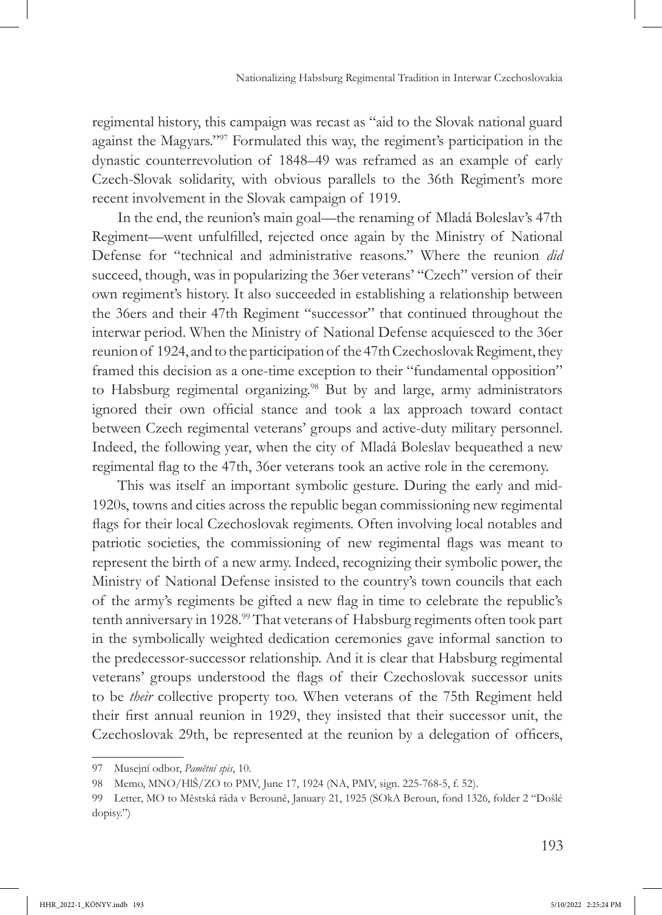regimental history, this campaign was recast as "aid to the Slovak national guard against the Magyars."[97] Formulated this way, the regiment's participation in the dynastic counterrevolution of 1848–49 was reframed as an example of early Czech-Slovak solidarity, with obvious parallels to the 36th Regiment's more recent involvement in the Slovak campaign of 1919.

In the end, the reunion's main goal—the renaming of Mladá Boleslav's 47th Regiment—went unfulfilled, rejected once again by the Ministry of National Defense for "technical and administrative reasons." Where the reunion *did* succeed, though, was in popularizing the 36er veterans' "Czech" version of their own regiment's history. It also succeeded in establishing a relationship between the 36ers and their 47th Regiment "successor" that continued throughout the interwar period. When the Ministry of National Defense acquiesced to the 36er reunion of 1924, and to the participation of the 47th Czechoslovak Regiment, they framed this decision as a one-time exception to their "fundamental opposition" to Habsburg regimental organizing.[98] But by and large, army administrators ignored their own official stance and took a lax approach toward contact between Czech regimental veterans' groups and active-duty military personnel. Indeed, the following year, when the city of Mladá Boleslav bequeathed a new regimental flag to the 47th, 36er veterans took an active role in the ceremony.

This was itself an important symbolic gesture. During the early and mid-1920s, towns and cities across the republic began commissioning new regimental flags for their local Czechoslovak regiments. Often involving local notables and patriotic societies, the commissioning of new regimental flags was meant to represent the birth of a new army. Indeed, recognizing their symbolic power, the Ministry of National Defense insisted to the country's town councils that each of the army's regiments be gifted a new flag in time to celebrate the republic's tenth anniversary in 1928.[99] That veterans of Habsburg regiments often took part in the symbolically weighted dedication ceremonies gave informal sanction to the predecessor-successor relationship. And it is clear that Habsburg regimental veterans' groups understood the flags of their Czechoslovak successor units to be *their* collective property too. When veterans of the 75th Regiment held their first annual reunion in 1929, they insisted that their successor unit, the Czechoslovak 29th, be represented at the reunion by a delegation of officers,

---

97 Musejní odbor, *Pamětní spis*, 10.

98 Memo, MNO/HIŠ/ZO to PMV, June 17, 1924 (NA, PMV, sign. 225-768-5, f. 52).

99 Letter, MO to Městská ráda v Berouně, January 21, 1925 (SOkA Beroun, fond 1326, folder 2 "Došlé dopisy.")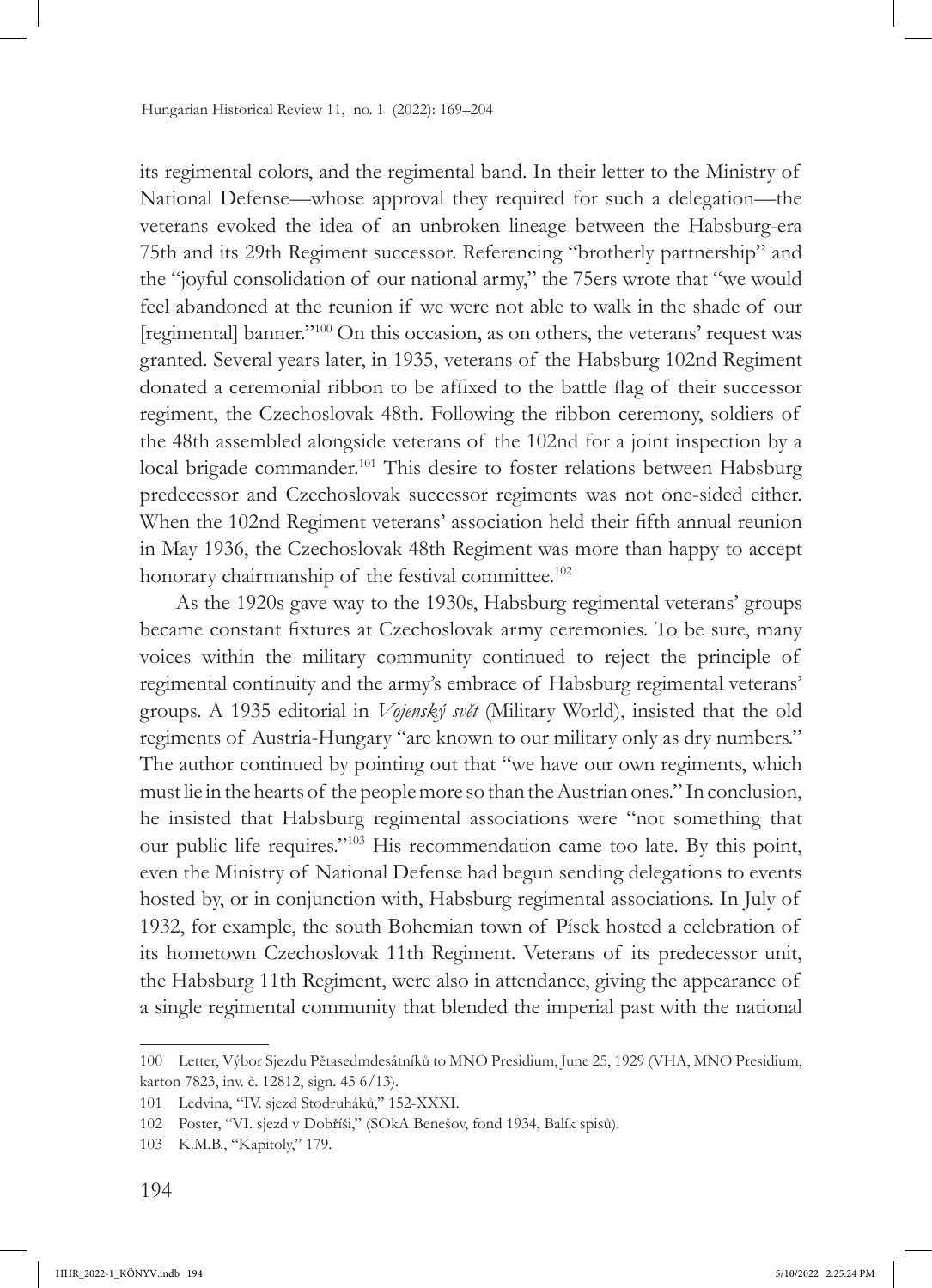its regimental colors, and the regimental band. In their letter to the Ministry of National Defense—whose approval they required for such a delegation—the veterans evoked the idea of an unbroken lineage between the Habsburg-era 75th and its 29th Regiment successor. Referencing "brotherly partnership" and the "joyful consolidation of our national army," the 75ers wrote that "we would feel abandoned at the reunion if we were not able to walk in the shade of our [regimental] banner."[100] On this occasion, as on others, the veterans' request was granted. Several years later, in 1935, veterans of the Habsburg 102nd Regiment donated a ceremonial ribbon to be affixed to the battle flag of their successor regiment, the Czechoslovak 48th. Following the ribbon ceremony, soldiers of the 48th assembled alongside veterans of the 102nd for a joint inspection by a local brigade commander.[101] This desire to foster relations between Habsburg predecessor and Czechoslovak successor regiments was not one-sided either. When the 102nd Regiment veterans' association held their fifth annual reunion in May 1936, the Czechoslovak 48th Regiment was more than happy to accept honorary chairmanship of the festival committee.[102]

As the 1920s gave way to the 1930s, Habsburg regimental veterans' groups became constant fixtures at Czechoslovak army ceremonies. To be sure, many voices within the military community continued to reject the principle of regimental continuity and the army's embrace of Habsburg regimental veterans' groups. A 1935 editorial in *Vojenský svět* (Military World), insisted that the old regiments of Austria-Hungary "are known to our military only as dry numbers." The author continued by pointing out that "we have our own regiments, which must lie in the hearts of the people more so than the Austrian ones." In conclusion, he insisted that Habsburg regimental associations were "not something that our public life requires."[103] His recommendation came too late. By this point, even the Ministry of National Defense had begun sending delegations to events hosted by, or in conjunction with, Habsburg regimental associations. In July of 1932, for example, the south Bohemian town of Písek hosted a celebration of its hometown Czechoslovak 11th Regiment. Veterans of its predecessor unit, the Habsburg 11th Regiment, were also in attendance, giving the appearance of a single regimental community that blended the imperial past with the national

---

100 Letter, Výbor Sjezdu Pětasedmdesátníků to MNO Presidium, June 25, 1929 (VHA, MNO Presidium, karton 7823, inv. č. 12812, sign. 45 6/13).

101 Ledvina, "IV. sjezd Stodruháků," 152-XXXI.

102 Poster, "VI. sjezd v Dobříši," (SOkA Benešov, fond 1934, Balík spisů).

103 K.M.B., "Kapitoly," 179.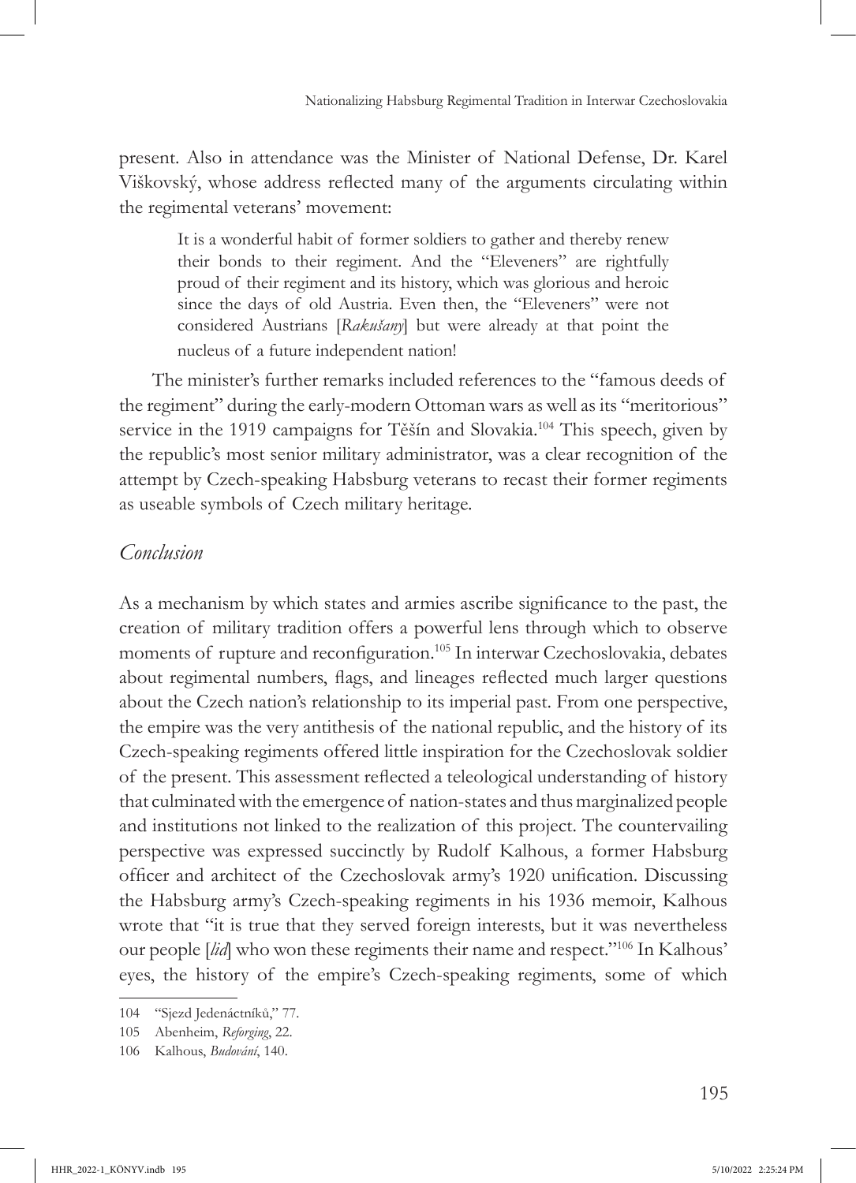present. Also in attendance was the Minister of National Defense, Dr. Karel Viškovský, whose address reflected many of the arguments circulating within the regimental veterans' movement:

> It is a wonderful habit of former soldiers to gather and thereby renew their bonds to their regiment. And the "Eleveners" are rightfully proud of their regiment and its history, which was glorious and heroic since the days of old Austria. Even then, the "Eleveners" were not considered Austrians [*Rakušany*] but were already at that point the nucleus of a future independent nation!

The minister's further remarks included references to the "famous deeds of the regiment" during the early-modern Ottoman wars as well as its "meritorious" service in the 1919 campaigns for Těšín and Slovakia.[104] This speech, given by the republic's most senior military administrator, was a clear recognition of the attempt by Czech-speaking Habsburg veterans to recast their former regiments as useable symbols of Czech military heritage.

## *Conclusion*

As a mechanism by which states and armies ascribe significance to the past, the creation of military tradition offers a powerful lens through which to observe moments of rupture and reconfiguration.[105] In interwar Czechoslovakia, debates about regimental numbers, flags, and lineages reflected much larger questions about the Czech nation's relationship to its imperial past. From one perspective, the empire was the very antithesis of the national republic, and the history of its Czech-speaking regiments offered little inspiration for the Czechoslovak soldier of the present. This assessment reflected a teleological understanding of history that culminated with the emergence of nation-states and thus marginalized people and institutions not linked to the realization of this project. The countervailing perspective was expressed succinctly by Rudolf Kalhous, a former Habsburg officer and architect of the Czechoslovak army's 1920 unification. Discussing the Habsburg army's Czech-speaking regiments in his 1936 memoir, Kalhous wrote that "it is true that they served foreign interests, but it was nevertheless our people [*lid*] who won these regiments their name and respect."[106] In Kalhous' eyes, the history of the empire's Czech-speaking regiments, some of which

---

104 "Sjezd Jedenáctníků," 77.

105 Abenheim, *Reforging*, 22.

106 Kalhous, *Budování*, 140.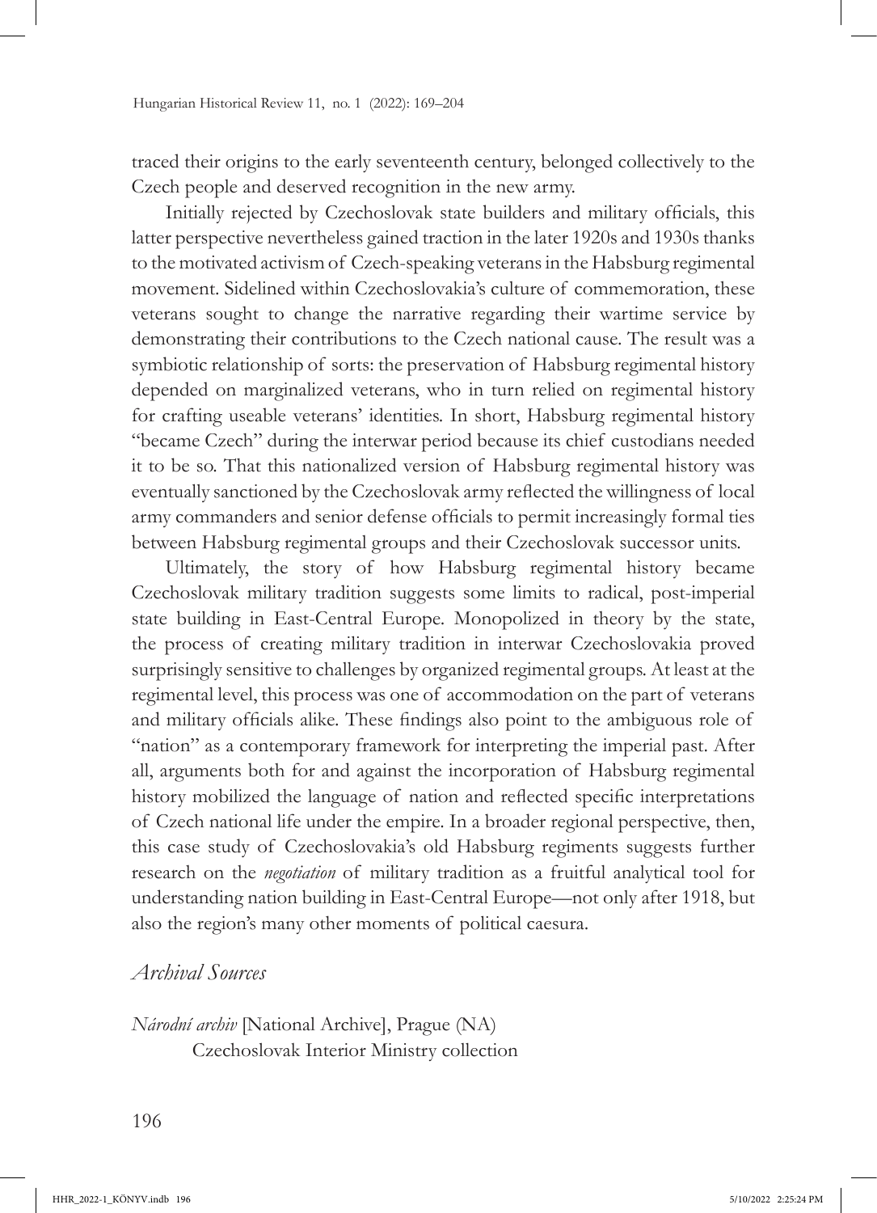traced their origins to the early seventeenth century, belonged collectively to the Czech people and deserved recognition in the new army.

Initially rejected by Czechoslovak state builders and military officials, this latter perspective nevertheless gained traction in the later 1920s and 1930s thanks to the motivated activism of Czech-speaking veterans in the Habsburg regimental movement. Sidelined within Czechoslovakia's culture of commemoration, these veterans sought to change the narrative regarding their wartime service by demonstrating their contributions to the Czech national cause. The result was a symbiotic relationship of sorts: the preservation of Habsburg regimental history depended on marginalized veterans, who in turn relied on regimental history for crafting useable veterans' identities. In short, Habsburg regimental history "became Czech" during the interwar period because its chief custodians needed it to be so. That this nationalized version of Habsburg regimental history was eventually sanctioned by the Czechoslovak army reflected the willingness of local army commanders and senior defense officials to permit increasingly formal ties between Habsburg regimental groups and their Czechoslovak successor units.

Ultimately, the story of how Habsburg regimental history became Czechoslovak military tradition suggests some limits to radical, post-imperial state building in East-Central Europe. Monopolized in theory by the state, the process of creating military tradition in interwar Czechoslovakia proved surprisingly sensitive to challenges by organized regimental groups. At least at the regimental level, this process was one of accommodation on the part of veterans and military officials alike. These findings also point to the ambiguous role of "nation" as a contemporary framework for interpreting the imperial past. After all, arguments both for and against the incorporation of Habsburg regimental history mobilized the language of nation and reflected specific interpretations of Czech national life under the empire. In a broader regional perspective, then, this case study of Czechoslovakia's old Habsburg regiments suggests further research on the *negotiation* of military tradition as a fruitful analytical tool for understanding nation building in East-Central Europe—not only after 1918, but also the region's many other moments of political caesura.

## *Archival Sources*

*Národní archiv* [National Archive], Prague (NA)
Czechoslovak Interior Ministry collection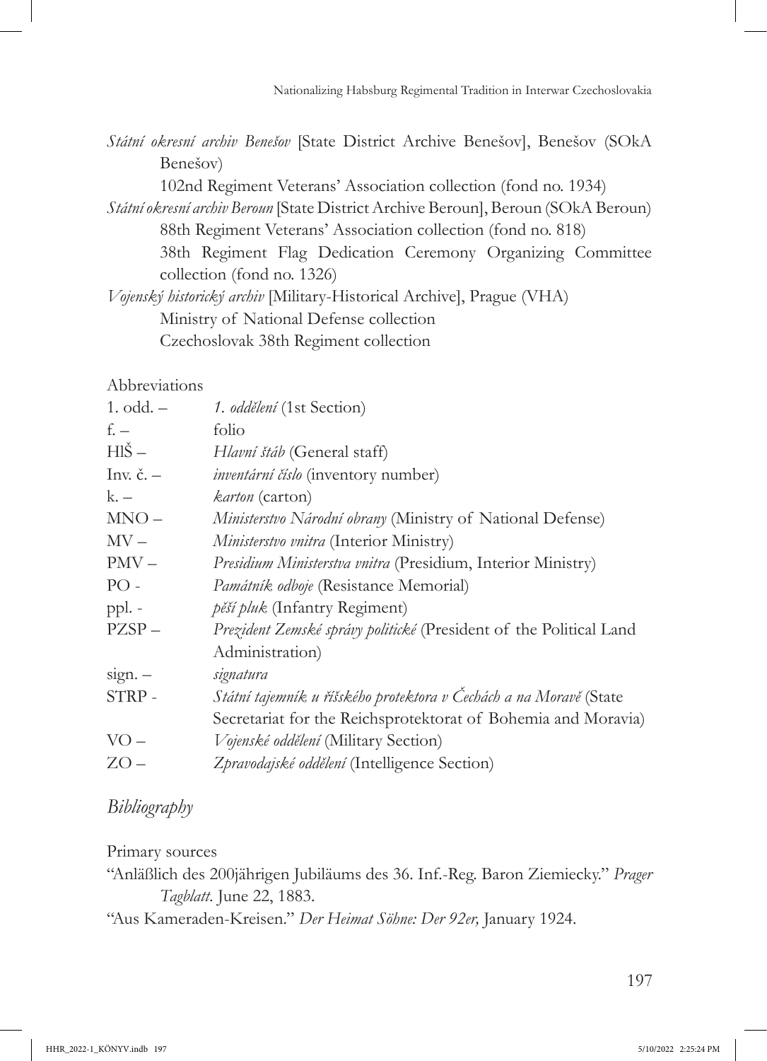*Státní okresní archiv Benešov* [State District Archive Benešov], Benešov (SOkA Benešov)

102nd Regiment Veterans' Association collection (fond no. 1934)

*Státní okresní archiv Beroun* [State District Archive Beroun], Beroun (SOkA Beroun)

88th Regiment Veterans' Association collection (fond no. 818)

38th Regiment Flag Dedication Ceremony Organizing Committee collection (fond no. 1326)

*Vojenský historický archiv* [Military-Historical Archive], Prague (VHA)

Ministry of National Defense collection

Czechoslovak 38th Regiment collection

Abbreviations

| | |
|---|---|
| 1. odd. – | *1. oddělení* (1st Section) |
| f. – | folio |
| HlŠ – | *Hlavní štáb* (General staff) |
| Inv. č. – | *inventární číslo* (inventory number) |
| k. – | *karton* (carton) |
| MNO – | *Ministerstvo Národní obrany* (Ministry of National Defense) |
| MV – | *Ministerstvo vnitra* (Interior Ministry) |
| PMV – | *Presidium Ministerstva vnitra* (Presidium, Interior Ministry) |
| PO - | *Památník odboje* (Resistance Memorial) |
| ppl. - | *pěší pluk* (Infantry Regiment) |
| PZSP – | *Prezident Zemské správy politické* (President of the Political Land Administration) |
| sign. – | *signatura* |
| STRP - | *Státní tajemník u říšského protektora v Čechách a na Moravě* (State Secretariat for the Reichsprotektorat of Bohemia and Moravia) |
| VO – | *Vojenské oddělení* (Military Section) |
| ZO – | *Zpravodajské oddělení* (Intelligence Section) |

## *Bibliography*

Primary sources

"Anläßlich des 200jährigen Jubiläums des 36. Inf.-Reg. Baron Ziemiecky." *Prager Tagblatt*. June 22, 1883.

"Aus Kameraden-Kreisen." *Der Heimat Söhne: Der 92er,* January 1924.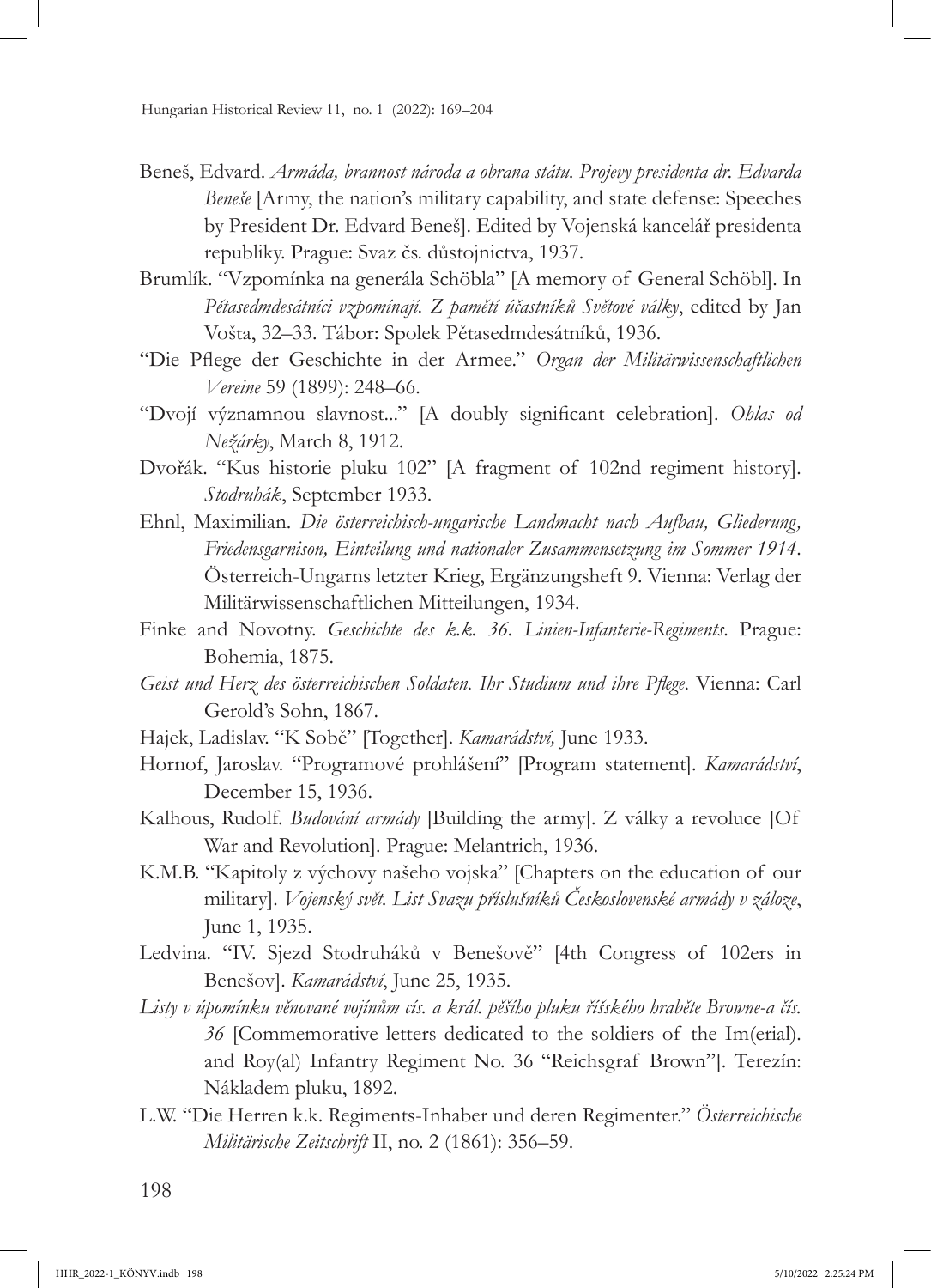Beneš, Edvard. *Armáda, brannost národa a obrana státu. Projevy presidenta dr. Edvarda Beneše* [Army, the nation's military capability, and state defense: Speeches by President Dr. Edvard Beneš]. Edited by Vojenská kancelář presidenta republiky. Prague: Svaz čs. důstojnictva, 1937.

Brumlík. "Vzpomínka na generála Schöbla" [A memory of General Schöbl]. In *Pětasedmdesátníci vzpomínají. Z pamětí účastníků Světové války*, edited by Jan Vošta, 32–33. Tábor: Spolek Pětasedmdesátníků, 1936.

"Die Pflege der Geschichte in der Armee." *Organ der Militärwissenschaftlichen Vereine* 59 (1899): 248–66.

"Dvojí významnou slavnost..." [A doubly significant celebration]. *Ohlas od Nežárky*, March 8, 1912.

Dvořák. "Kus historie pluku 102" [A fragment of 102nd regiment history]. *Stodruhák*, September 1933.

Ehnl, Maximilian. *Die österreichisch-ungarische Landmacht nach Aufbau, Gliederung, Friedensgarnison, Einteilung und nationaler Zusammensetzung im Sommer 1914*. Österreich-Ungarns letzter Krieg, Ergänzungsheft 9. Vienna: Verlag der Militärwissenschaftlichen Mitteilungen, 1934.

Finke and Novotny. *Geschichte des k.k. 36. Linien-Infanterie-Regiments*. Prague: Bohemia, 1875.

*Geist und Herz des österreichischen Soldaten. Ihr Studium und ihre Pflege*. Vienna: Carl Gerold's Sohn, 1867.

Hajek, Ladislav. "K Sobě" [Together]. *Kamarádství,* June 1933.

Hornof, Jaroslav. "Programové prohlášení" [Program statement]. *Kamarádství*, December 15, 1936.

Kalhous, Rudolf. *Budování armády* [Building the army]. Z války a revoluce [Of War and Revolution]. Prague: Melantrich, 1936.

K.M.B. "Kapitoly z výchovy našeho vojska" [Chapters on the education of our military]. *Vojenský svět. List Svazu příslušníků Československé armády v záloze*, June 1, 1935.

Ledvina. "IV. Sjezd Stodruháků v Benešově" [4th Congress of 102ers in Benešov]. *Kamarádství*, June 25, 1935.

*Listy v úpomínku věnované vojínům cís. a král. pěšího pluku říšského hraběte Browne-a čís. 36* [Commemorative letters dedicated to the soldiers of the Im(erial). and Roy(al) Infantry Regiment No. 36 "Reichsgraf Brown"]. Terezín: Nákladem pluku, 1892.

L.W. "Die Herren k.k. Regiments-Inhaber und deren Regimenter." *Österreichische Militärische Zeitschrift* II, no. 2 (1861): 356–59.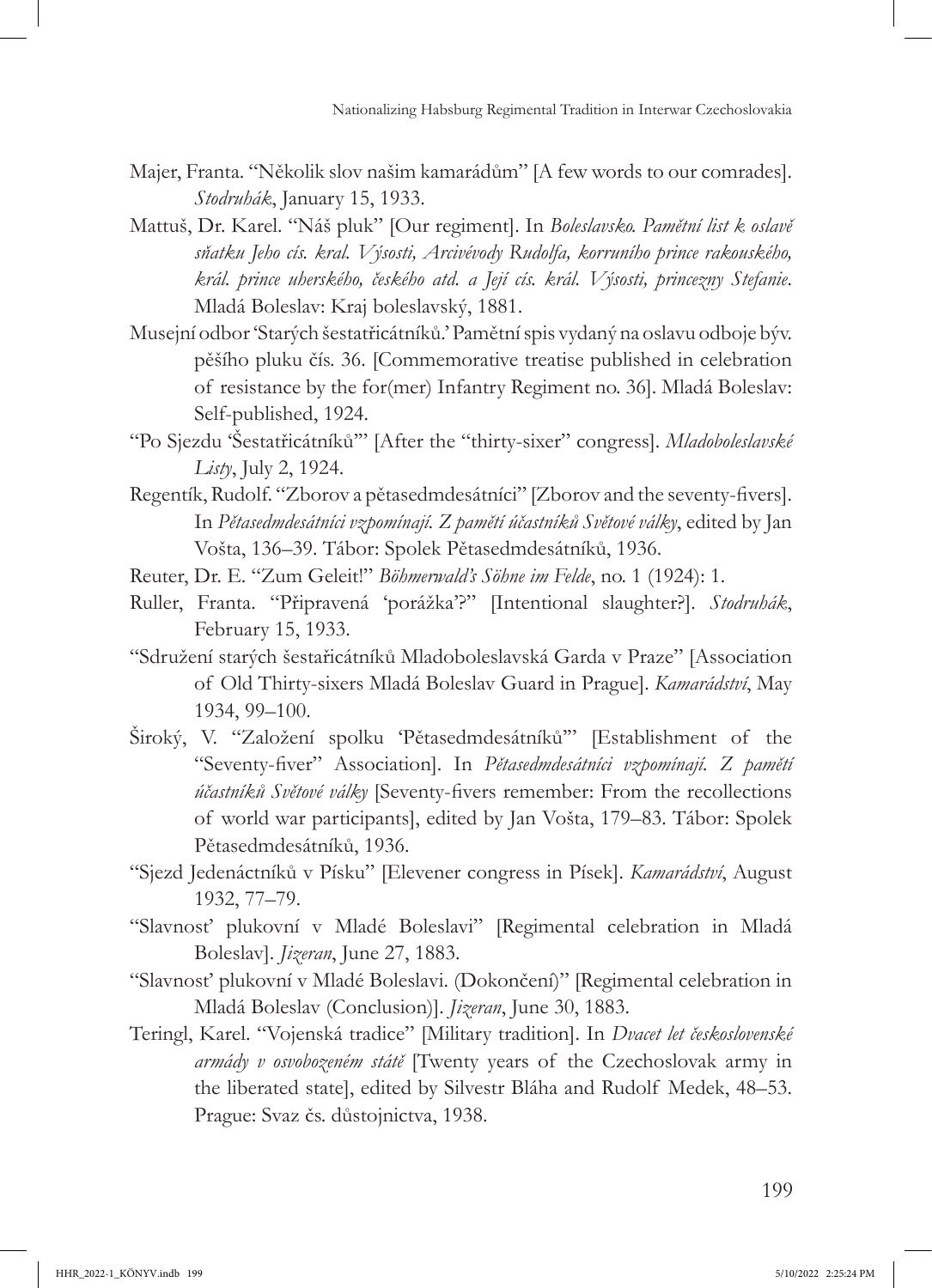Majer, Franta. "Několik slov našim kamarádům" [A few words to our comrades]. *Stodruhák*, January 15, 1933.

Mattuš, Dr. Karel. "Náš pluk" [Our regiment]. In *Boleslavsko. Pamětní list k oslavě sňatku Jeho cís. kral. Výsosti, Arcivévody Rudolfa, korruního prince rakouského, král. prince uherského, českého atd. a Její cís. král. Výsosti, princezny Stefanie.* Mladá Boleslav: Kraj boleslavský, 1881.

Musejní odbor 'Starých šestatřicátníků.' Pamětní spis vydaný na oslavu odboje býv. pěšího pluku čís. 36. [Commemorative treatise published in celebration of resistance by the for(mer) Infantry Regiment no. 36]. Mladá Boleslav: Self-published, 1924.

"Po Sjezdu 'Šestatřicátníků'" [After the "thirty-sixer" congress]. *Mladoboleslavské Listy*, July 2, 1924.

Regentík, Rudolf. "Zborov a pětasedmdesátníci" [Zborov and the seventy-fivers]. In *Pětasedmdesátníci vzpomínají. Z pamětí účastníků Světové války*, edited by Jan Vošta, 136–39. Tábor: Spolek Pětasedmdesátníků, 1936.

Reuter, Dr. E. "Zum Geleit!" *Böhmerwald's Söhne im Felde*, no. 1 (1924): 1.

Ruller, Franta. "Připravená 'porážka'?" [Intentional slaughter?]. *Stodruhák*, February 15, 1933.

"Sdružení starých šestařicátníků Mladoboleslavská Garda v Praze" [Association of Old Thirty-sixers Mladá Boleslav Guard in Prague]. *Kamarádství*, May 1934, 99–100.

Široký, V. "Založení spolku 'Pětasedmdesátníků'" [Establishment of the "Seventy-fiver" Association]. In *Pětasedmdesátníci vzpomínají. Z pamětí účastníků Světové války* [Seventy-fivers remember: From the recollections of world war participants], edited by Jan Vošta, 179–83. Tábor: Spolek Pětasedmdesátníků, 1936.

"Sjezd Jedenáctníků v Písku" [Elevener congress in Písek]. *Kamarádství*, August 1932, 77–79.

"Slavnosť plukovní v Mladé Boleslavi" [Regimental celebration in Mladá Boleslav]. *Jizeran*, June 27, 1883.

"Slavnosť plukovní v Mladé Boleslavi. (Dokončení)" [Regimental celebration in Mladá Boleslav (Conclusion)]. *Jizeran*, June 30, 1883.

Teringl, Karel. "Vojenská tradice" [Military tradition]. In *Dvacet let československé armády v osvobozeném státě* [Twenty years of the Czechoslovak army in the liberated state], edited by Silvestr Bláha and Rudolf Medek, 48–53. Prague: Svaz čs. důstojnictva, 1938.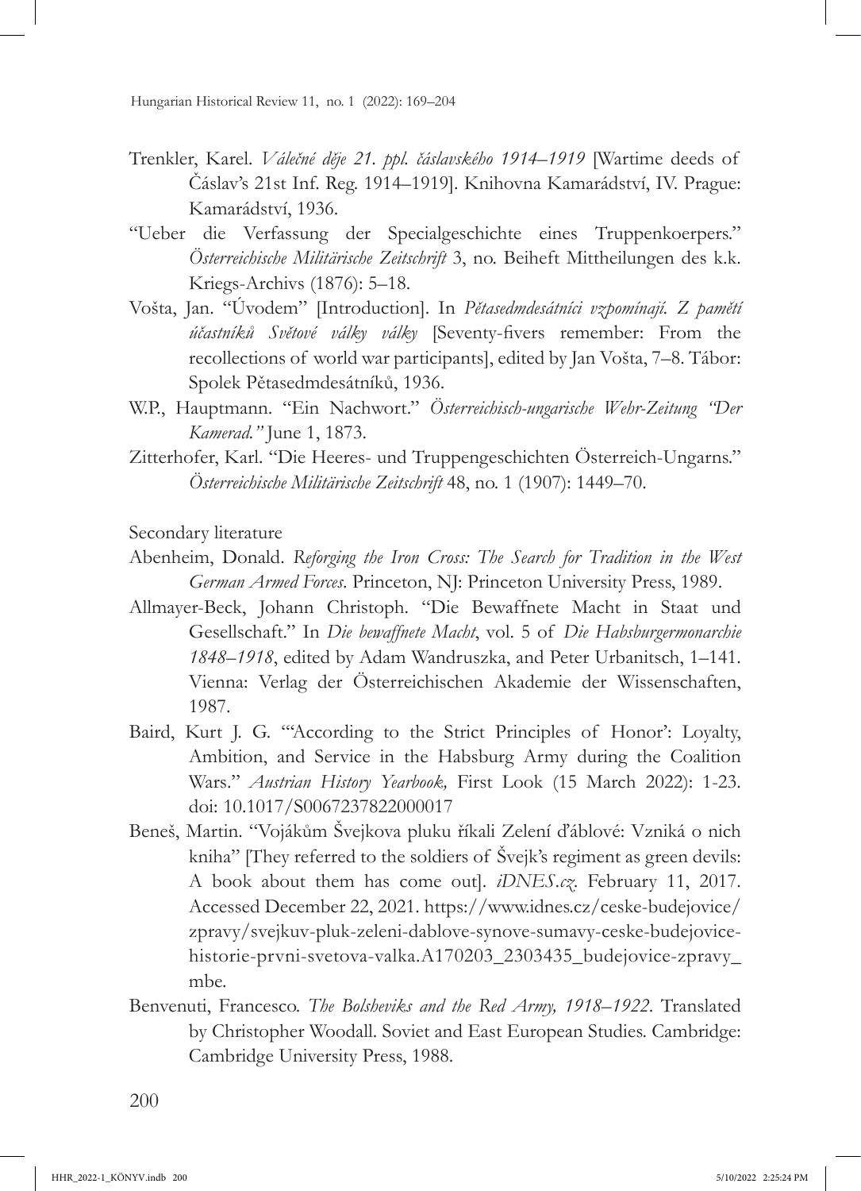Trenkler, Karel. *Válečné děje 21. ppl. čáslavského 1914–1919* [Wartime deeds of Čáslav's 21st Inf. Reg. 1914–1919]. Knihovna Kamarádství, IV. Prague: Kamarádství, 1936.

"Ueber die Verfassung der Specialgeschichte eines Truppenkoerpers." *Österreichische Militärische Zeitschrift* 3, no. Beiheft Mittheilungen des k.k. Kriegs-Archivs (1876): 5–18.

Vošta, Jan. "Úvodem" [Introduction]. In *Pětasedmdesátníci vzpomínají. Z pamětí účastníků Světové války války* [Seventy-fivers remember: From the recollections of world war participants], edited by Jan Vošta, 7–8. Tábor: Spolek Pětasedmdesátníků, 1936.

W.P., Hauptmann. "Ein Nachwort." *Österreichisch-ungarische Wehr-Zeitung "Der Kamerad."* June 1, 1873.

Zitterhofer, Karl. "Die Heeres- und Truppengeschichten Österreich-Ungarns." *Österreichische Militärische Zeitschrift* 48, no. 1 (1907): 1449–70.

Secondary literature

Abenheim, Donald. *Reforging the Iron Cross: The Search for Tradition in the West German Armed Forces.* Princeton, NJ: Princeton University Press, 1989.

Allmayer-Beck, Johann Christoph. "Die Bewaffnete Macht in Staat und Gesellschaft." In *Die bewaffnete Macht*, vol. 5 of *Die Habsburgermonarchie 1848–1918*, edited by Adam Wandruszka, and Peter Urbanitsch, 1–141. Vienna: Verlag der Österreichischen Akademie der Wissenschaften, 1987.

Baird, Kurt J. G. "'According to the Strict Principles of Honor': Loyalty, Ambition, and Service in the Habsburg Army during the Coalition Wars." *Austrian History Yearbook,* First Look (15 March 2022): 1-23. doi: 10.1017/S0067237822000017

Beneš, Martin. "Vojákům Švejkova pluku říkali Zelení ďáblové: Vzniká o nich kniha" [They referred to the soldiers of Švejk's regiment as green devils: A book about them has come out]. *iDNES.cz*. February 11, 2017. Accessed December 22, 2021. https://www.idnes.cz/ceske-budejovice/zpravy/svejkuv-pluk-zeleni-dablove-synove-sumavy-ceske-budejovice-historie-prvni-svetova-valka.A170203_2303435_budejovice-zpravy_mbe.

Benvenuti, Francesco. *The Bolsheviks and the Red Army, 1918–1922*. Translated by Christopher Woodall. Soviet and East European Studies. Cambridge: Cambridge University Press, 1988.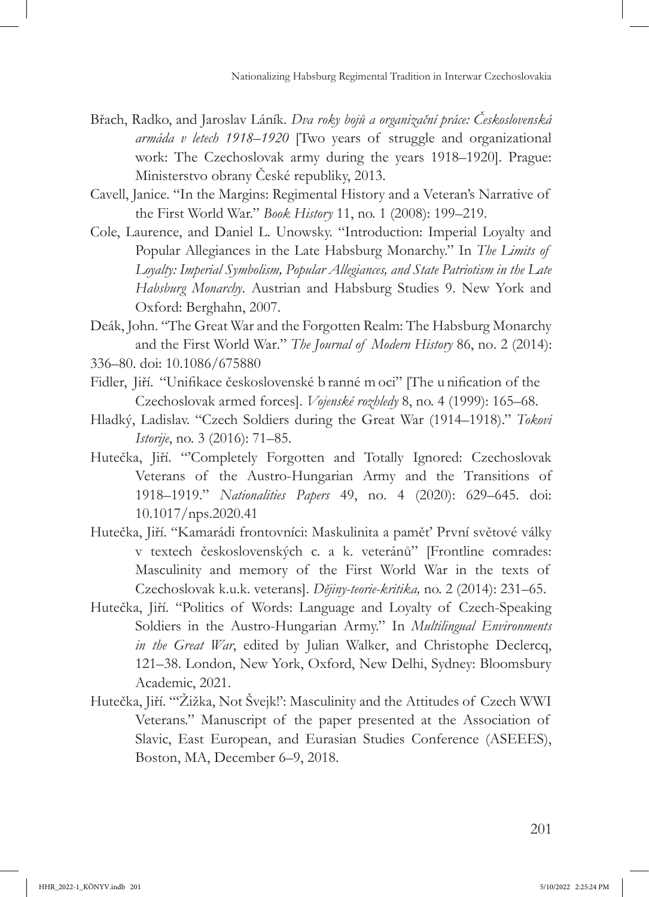Břach, Radko, and Jaroslav Láník. *Dva roky bojů a organizační práce: Československá armáda v letech 1918–1920* [Two years of struggle and organizational work: The Czechoslovak army during the years 1918–1920]. Prague: Ministerstvo obrany České republiky, 2013.

Cavell, Janice. "In the Margins: Regimental History and a Veteran's Narrative of the First World War." *Book History* 11, no. 1 (2008): 199–219.

Cole, Laurence, and Daniel L. Unowsky. "Introduction: Imperial Loyalty and Popular Allegiances in the Late Habsburg Monarchy." In *The Limits of Loyalty: Imperial Symbolism, Popular Allegiances, and State Patriotism in the Late Habsburg Monarchy*. Austrian and Habsburg Studies 9. New York and Oxford: Berghahn, 2007.

Deák, John. "The Great War and the Forgotten Realm: The Habsburg Monarchy and the First World War." *The Journal of Modern History* 86, no. 2 (2014): 336–80. doi: 10.1086/675880

Fidler, Jiří. "Unifikace československé branné moci" [The unification of the Czechoslovak armed forces]. *Vojenské rozhledy* 8, no. 4 (1999): 165–68.

Hladký, Ladislav. "Czech Soldiers during the Great War (1914–1918)." *Tokovi Istorije*, no. 3 (2016): 71–85.

Hutečka, Jiří. "'Completely Forgotten and Totally Ignored: Czechoslovak Veterans of the Austro-Hungarian Army and the Transitions of 1918–1919." *Nationalities Papers* 49, no. 4 (2020): 629–645. doi: 10.1017/nps.2020.41

Hutečka, Jiří. "Kamarádi frontovníci: Maskulinita a paměť První světové války v textech československých c. a k. veteránů" [Frontline comrades: Masculinity and memory of the First World War in the texts of Czechoslovak k.u.k. veterans]. *Dějiny-teorie-kritika,* no. 2 (2014): 231–65.

Hutečka, Jiří. "Politics of Words: Language and Loyalty of Czech-Speaking Soldiers in the Austro-Hungarian Army." In *Multilingual Environments in the Great War*, edited by Julian Walker, and Christophe Declercq, 121–38. London, New York, Oxford, New Delhi, Sydney: Bloomsbury Academic, 2021.

Hutečka, Jiří. "'Žižka, Not Švejk!': Masculinity and the Attitudes of Czech WWI Veterans." Manuscript of the paper presented at the Association of Slavic, East European, and Eurasian Studies Conference (ASEEES), Boston, MA, December 6–9, 2018.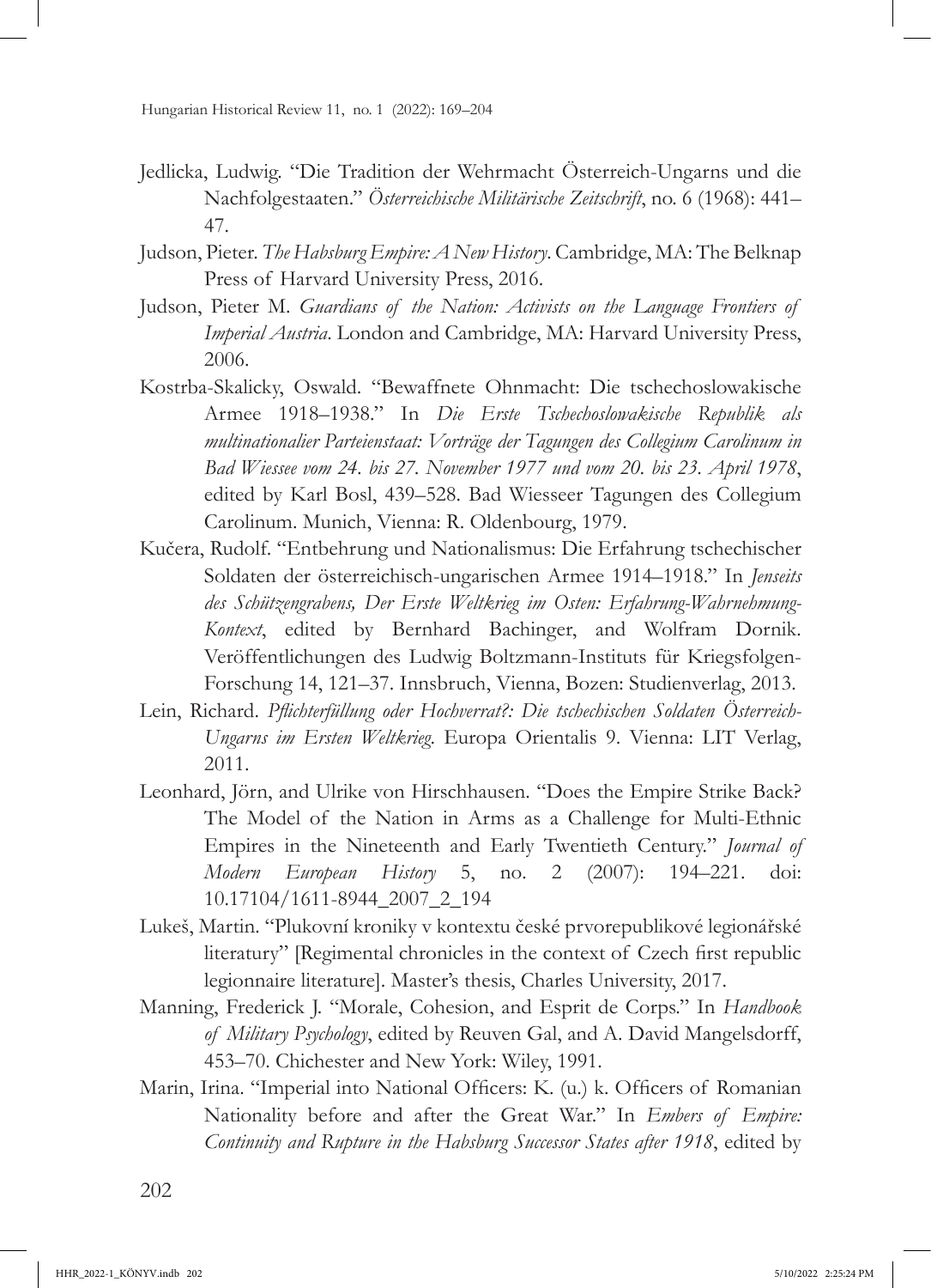Jedlicka, Ludwig. "Die Tradition der Wehrmacht Österreich-Ungarns und die Nachfolgestaaten." *Österreichische Militärische Zeitschrift*, no. 6 (1968): 441–47.

Judson, Pieter. *The Habsburg Empire: A New History*. Cambridge, MA: The Belknap Press of Harvard University Press, 2016.

Judson, Pieter M. *Guardians of the Nation: Activists on the Language Frontiers of Imperial Austria*. London and Cambridge, MA: Harvard University Press, 2006.

Kostrba-Skalicky, Oswald. "Bewaffnete Ohnmacht: Die tschechoslowakische Armee 1918–1938." In *Die Erste Tschechoslowakische Republik als multinationalier Parteienstaat: Vorträge der Tagungen des Collegium Carolinum in Bad Wiessee vom 24. bis 27. November 1977 und vom 20. bis 23. April 1978*, edited by Karl Bosl, 439–528. Bad Wiesseer Tagungen des Collegium Carolinum. Munich, Vienna: R. Oldenbourg, 1979.

Kučera, Rudolf. "Entbehrung und Nationalismus: Die Erfahrung tschechischer Soldaten der österreichisch-ungarischen Armee 1914–1918." In *Jenseits des Schützengrabens, Der Erste Weltkrieg im Osten: Erfahrung-Wahrnehmung-Kontext*, edited by Bernhard Bachinger, and Wolfram Dornik. Veröffentlichungen des Ludwig Boltzmann-Instituts für Kriegsfolgen-Forschung 14, 121–37. Innsbruch, Vienna, Bozen: Studienverlag, 2013.

Lein, Richard. *Pflichterfüllung oder Hochverrat?: Die tschechischen Soldaten Österreich-Ungarns im Ersten Weltkrieg*. Europa Orientalis 9. Vienna: LIT Verlag, 2011.

Leonhard, Jörn, and Ulrike von Hirschhausen. "Does the Empire Strike Back? The Model of the Nation in Arms as a Challenge for Multi-Ethnic Empires in the Nineteenth and Early Twentieth Century." *Journal of Modern European History* 5, no. 2 (2007): 194–221. doi: 10.17104/1611-8944_2007_2_194

Lukeš, Martin. "Plukovní kroniky v kontextu české prvorepublikové legionářské literatury" [Regimental chronicles in the context of Czech first republic legionnaire literature]. Master's thesis, Charles University, 2017.

Manning, Frederick J. "Morale, Cohesion, and Esprit de Corps." In *Handbook of Military Psychology*, edited by Reuven Gal, and A. David Mangelsdorff, 453–70. Chichester and New York: Wiley, 1991.

Marin, Irina. "Imperial into National Officers: K. (u.) k. Officers of Romanian Nationality before and after the Great War." In *Embers of Empire: Continuity and Rupture in the Habsburg Successor States after 1918*, edited by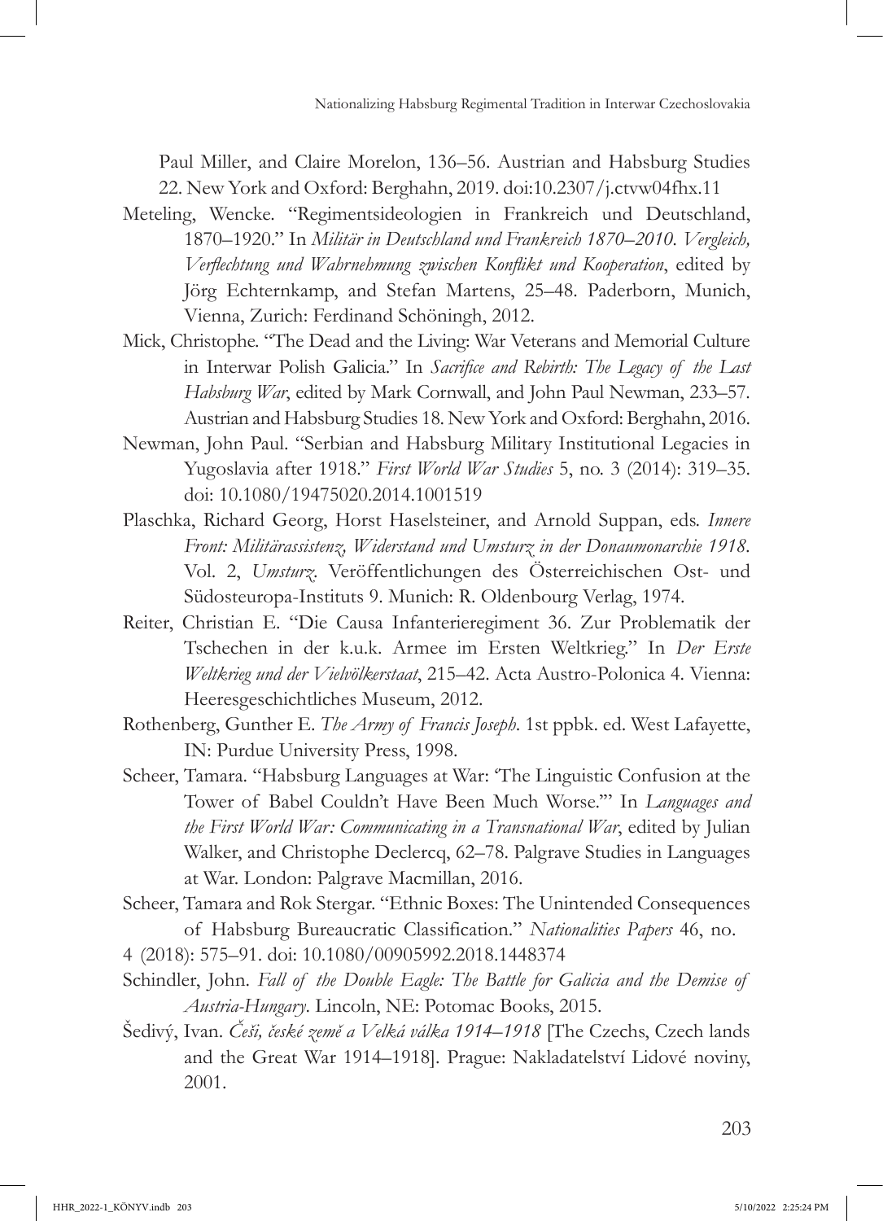Paul Miller, and Claire Morelon, 136–56. Austrian and Habsburg Studies 22. New York and Oxford: Berghahn, 2019. doi:10.2307/j.ctvw04fhx.11

Meteling, Wencke. "Regimentsideologien in Frankreich und Deutschland, 1870–1920." In *Militär in Deutschland und Frankreich 1870–2010. Vergleich, Verflechtung und Wahrnehmung zwischen Konflikt und Kooperation*, edited by Jörg Echternkamp, and Stefan Martens, 25–48. Paderborn, Munich, Vienna, Zurich: Ferdinand Schöningh, 2012.

Mick, Christophe. "The Dead and the Living: War Veterans and Memorial Culture in Interwar Polish Galicia." In *Sacrifice and Rebirth: The Legacy of the Last Habsburg War*, edited by Mark Cornwall, and John Paul Newman, 233–57. Austrian and Habsburg Studies 18. New York and Oxford: Berghahn, 2016.

Newman, John Paul. "Serbian and Habsburg Military Institutional Legacies in Yugoslavia after 1918." *First World War Studies* 5, no. 3 (2014): 319–35. doi: 10.1080/19475020.2014.1001519

Plaschka, Richard Georg, Horst Haselsteiner, and Arnold Suppan, eds. *Innere Front: Militärassistenz, Widerstand und Umsturz in der Donaumonarchie 1918.* Vol. 2, *Umsturz*. Veröffentlichungen des Österreichischen Ost- und Südosteuropa-Instituts 9. Munich: R. Oldenbourg Verlag, 1974.

Reiter, Christian E. "Die Causa Infanterieregiment 36. Zur Problematik der Tschechen in der k.u.k. Armee im Ersten Weltkrieg." In *Der Erste Weltkrieg und der Vielvölkerstaat*, 215–42. Acta Austro-Polonica 4. Vienna: Heeresgeschichtliches Museum, 2012.

Rothenberg, Gunther E. *The Army of Francis Joseph*. 1st ppbk. ed. West Lafayette, IN: Purdue University Press, 1998.

Scheer, Tamara. "Habsburg Languages at War: 'The Linguistic Confusion at the Tower of Babel Couldn't Have Been Much Worse.'" In *Languages and the First World War: Communicating in a Transnational War*, edited by Julian Walker, and Christophe Declercq, 62–78. Palgrave Studies in Languages at War. London: Palgrave Macmillan, 2016.

Scheer, Tamara and Rok Stergar. "Ethnic Boxes: The Unintended Consequences of Habsburg Bureaucratic Classification." *Nationalities Papers* 46, no. 4 (2018): 575–91. doi: 10.1080/00905992.2018.1448374

Schindler, John. *Fall of the Double Eagle: The Battle for Galicia and the Demise of Austria-Hungary*. Lincoln, NE: Potomac Books, 2015.

Šedivý, Ivan. *Češi, české země a Velká válka 1914–1918* [The Czechs, Czech lands and the Great War 1914–1918]. Prague: Nakladatelství Lidové noviny, 2001.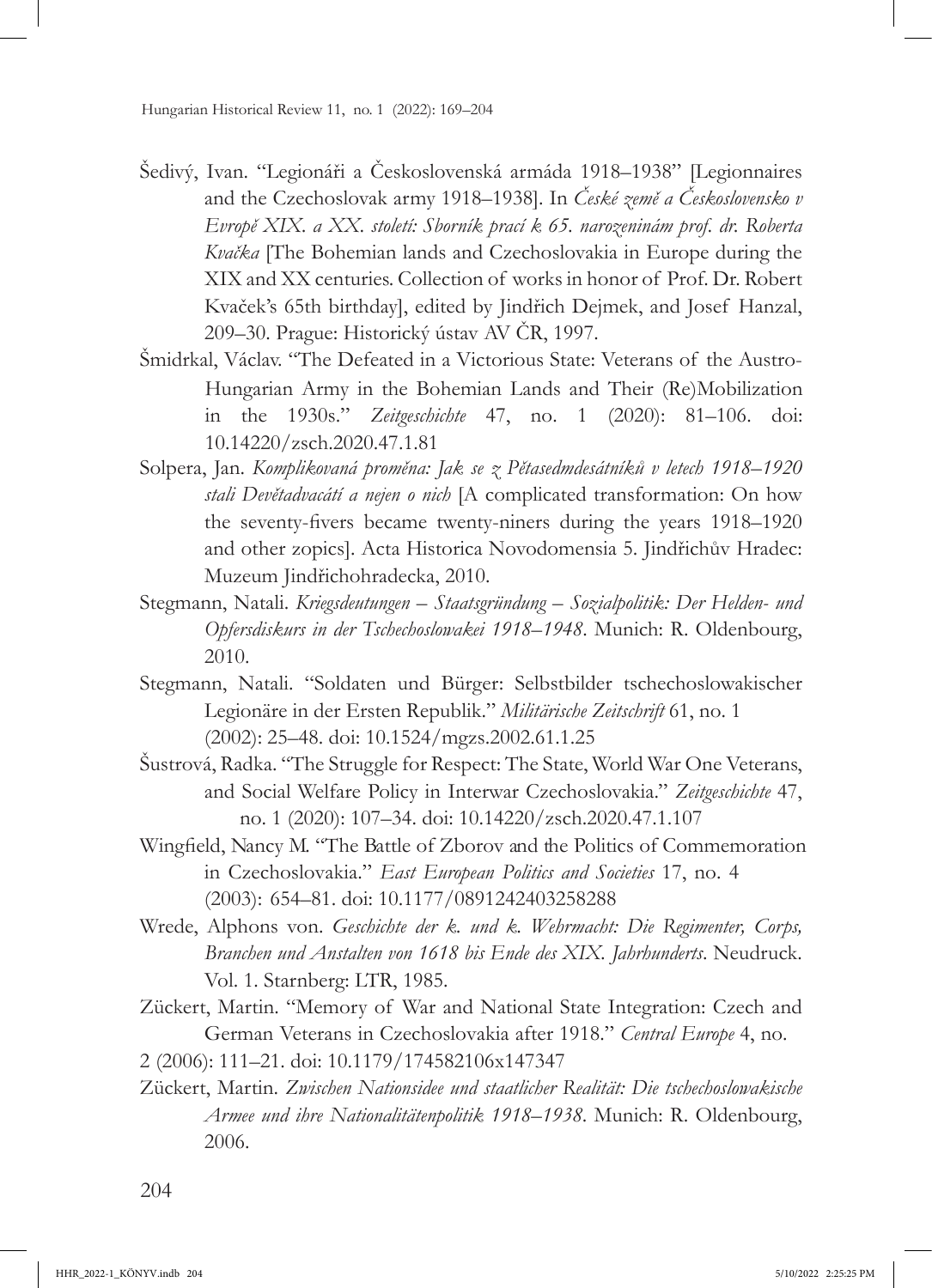Šedivý, Ivan. "Legionáři a Československá armáda 1918–1938" [Legionnaires and the Czechoslovak army 1918–1938]. In *České země a Československo v Evropě XIX. a XX. století: Sborník prací k 65. narozeninám prof. dr. Roberta Kvačka* [The Bohemian lands and Czechoslovakia in Europe during the XIX and XX centuries. Collection of works in honor of Prof. Dr. Robert Kvaček's 65th birthday], edited by Jindřich Dejmek, and Josef Hanzal, 209–30. Prague: Historický ústav AV ČR, 1997.

Šmidrkal, Václav. "The Defeated in a Victorious State: Veterans of the Austro-Hungarian Army in the Bohemian Lands and Their (Re)Mobilization in the 1930s." *Zeitgeschichte* 47, no. 1 (2020): 81–106. doi: 10.14220/zsch.2020.47.1.81

Solpera, Jan. *Komplikovaná proměna: Jak se z Pětasedmdesátníků v letech 1918–1920 stali Devětadvacátí a nejen o nich* [A complicated transformation: On how the seventy-fivers became twenty-niners during the years 1918–1920 and other zopics]. Acta Historica Novodomensia 5. Jindřichův Hradec: Muzeum Jindřichohradecka, 2010.

Stegmann, Natali. *Kriegsdeutungen – Staatsgründung – Sozialpolitik: Der Helden- und Opfersdiskurs in der Tschechoslowakei 1918–1948*. Munich: R. Oldenbourg, 2010.

Stegmann, Natali. "Soldaten und Bürger: Selbstbilder tschechoslowakischer Legionäre in der Ersten Republik." *Militärische Zeitschrift* 61, no. 1 (2002): 25–48. doi: 10.1524/mgzs.2002.61.1.25

Šustrová, Radka. "The Struggle for Respect: The State, World War One Veterans, and Social Welfare Policy in Interwar Czechoslovakia." *Zeitgeschichte* 47, no. 1 (2020): 107–34. doi: 10.14220/zsch.2020.47.1.107

Wingfield, Nancy M. "The Battle of Zborov and the Politics of Commemoration in Czechoslovakia." *East European Politics and Societies* 17, no. 4 (2003): 654–81. doi: 10.1177/0891242403258288

Wrede, Alphons von. *Geschichte der k. und k. Wehrmacht: Die Regimenter, Corps, Branchen und Anstalten von 1618 bis Ende des XIX. Jahrhunderts*. Neudruck. Vol. 1. Starnberg: LTR, 1985.

Zückert, Martin. "Memory of War and National State Integration: Czech and German Veterans in Czechoslovakia after 1918." *Central Europe* 4, no. 2 (2006): 111–21. doi: 10.1179/174582106x147347

Zückert, Martin. *Zwischen Nationsidee und staatlicher Realität: Die tschechoslowakische Armee und ihre Nationalitätenpolitik 1918–1938*. Munich: R. Oldenbourg, 2006.